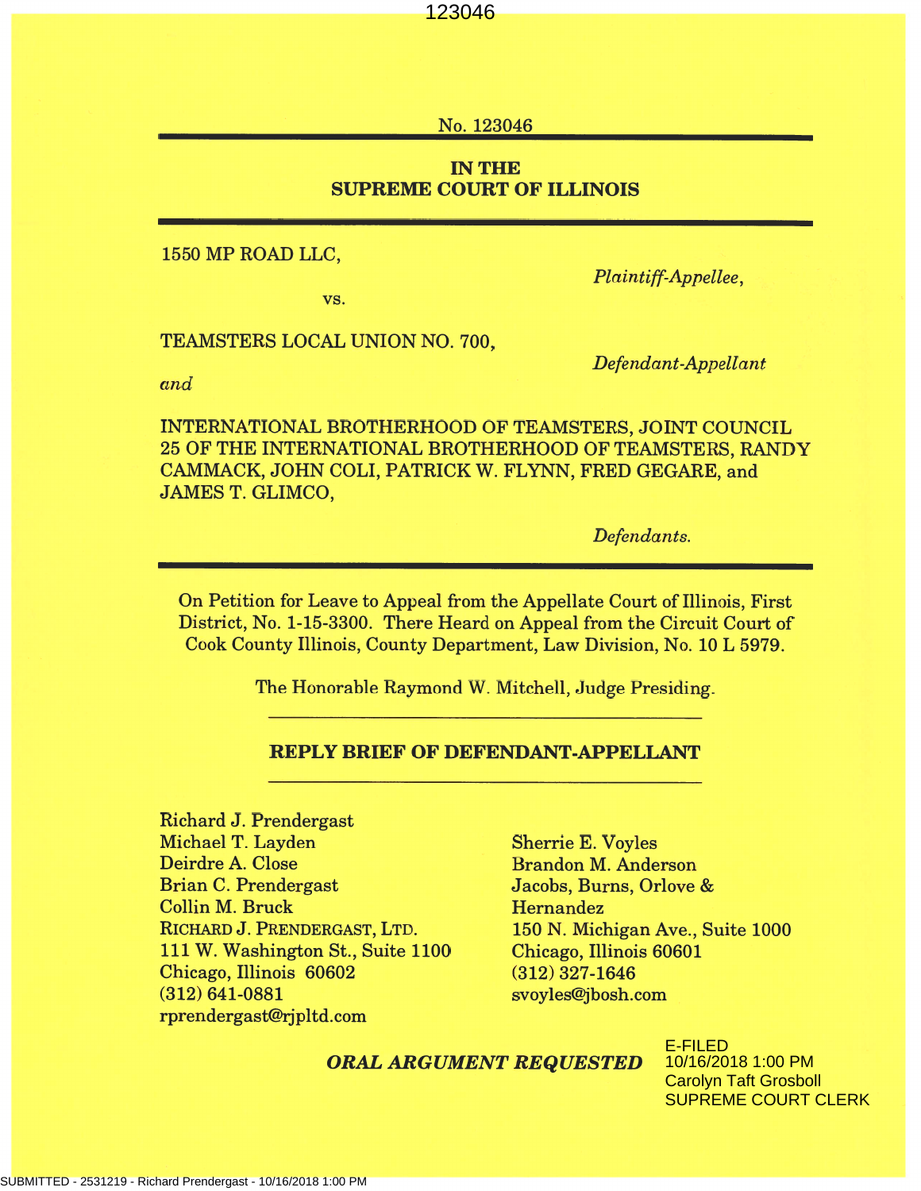No. 123046

**IN THE**
**SUPREME COURT OF ILLINOIS**

---

1550 MP ROAD LLC,

*Plaintiff-Appellee*,

vs.

TEAMSTERS LOCAL UNION NO. 700,

*Defendant-Appellant*

*and*

INTERNATIONAL BROTHERHOOD OF TEAMSTERS, JOINT COUNCIL 25 OF THE INTERNATIONAL BROTHERHOOD OF TEAMSTERS, RANDY CAMMACK, JOHN COLI, PATRICK W. FLYNN, FRED GEGARE, and JAMES T. GLIMCO,

*Defendants.*

---

On Petition for Leave to Appeal from the Appellate Court of Illinois, First District, No. 1-15-3300. There Heard on Appeal from the Circuit Court of Cook County Illinois, County Department, Law Division, No. 10 L 5979.

The Honorable Raymond W. Mitchell, Judge Presiding.

---

**REPLY BRIEF OF DEFENDANT-APPELLANT**

---

Richard J. Prendergast
Michael T. Layden
Deirdre A. Close
Brian C. Prendergast
Collin M. Bruck
RICHARD J. PRENDERGAST, LTD.
111 W. Washington St., Suite 1100
Chicago, Illinois 60602
(312) 641-0881
rprendergast@rjpltd.com

Sherrie E. Voyles
Brandon M. Anderson
Jacobs, Burns, Orlove & Hernandez
150 N. Michigan Ave., Suite 1000
Chicago, Illinois 60601
(312) 327-1646
svoyles@jbosh.com

***ORAL ARGUMENT REQUESTED***

E-FILED
10/16/2018 1:00 PM
Carolyn Taft Grosboll
SUPREME COURT CLERK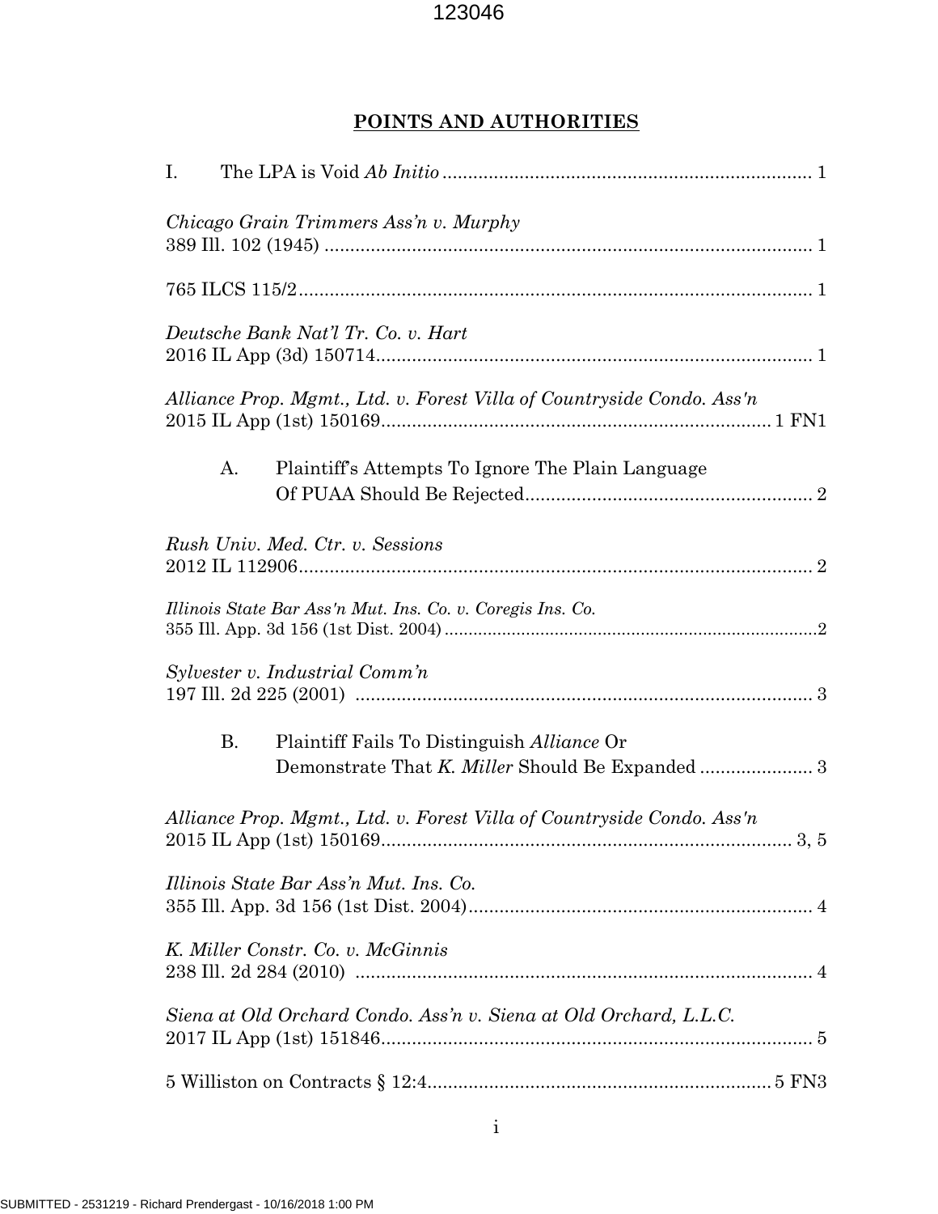## POINTS AND AUTHORITIES

I. The LPA is Void *Ab Initio* .................................................................... 1

*Chicago Grain Trimmers Ass'n v. Murphy*
389 Ill. 102 (1945) .................................................................................... 1

765 ILCS 115/2.......................................................................................... 1

*Deutsche Bank Nat'l Tr. Co. v. Hart*
2016 IL App (3d) 150714............................................................................ 1

*Alliance Prop. Mgmt., Ltd. v. Forest Villa of Countryside Condo. Ass'n*
2015 IL App (1st) 150169.................................................................... 1 FN1

A. Plaintiff's Attempts To Ignore The Plain Language Of PUAA Should Be Rejected........................................................ 2

*Rush Univ. Med. Ctr. v. Sessions*
2012 IL 112906.......................................................................................... 2

*Illinois State Bar Ass'n Mut. Ins. Co. v. Coregis Ins. Co.*
355 Ill. App. 3d 156 (1st Dist. 2004)............................................................2

*Sylvester v. Industrial Comm'n*
197 Ill. 2d 225 (2001) ................................................................................ 3

B. Plaintiff Fails To Distinguish *Alliance* Or Demonstrate That *K. Miller* Should Be Expanded ...................... 3

*Alliance Prop. Mgmt., Ltd. v. Forest Villa of Countryside Condo. Ass'n*
2015 IL App (1st) 150169..................................................................... 3, 5

*Illinois State Bar Ass'n Mut. Ins. Co.*
355 Ill. App. 3d 156 (1st Dist. 2004).......................................................... 4

*K. Miller Constr. Co. v. McGinnis*
238 Ill. 2d 284 (2010) ................................................................................ 4

*Siena at Old Orchard Condo. Ass'n v. Siena at Old Orchard, L.L.C.*
2017 IL App (1st) 151846............................................................................ 5

5 Williston on Contracts § 12:4.......................................................... 5 FN3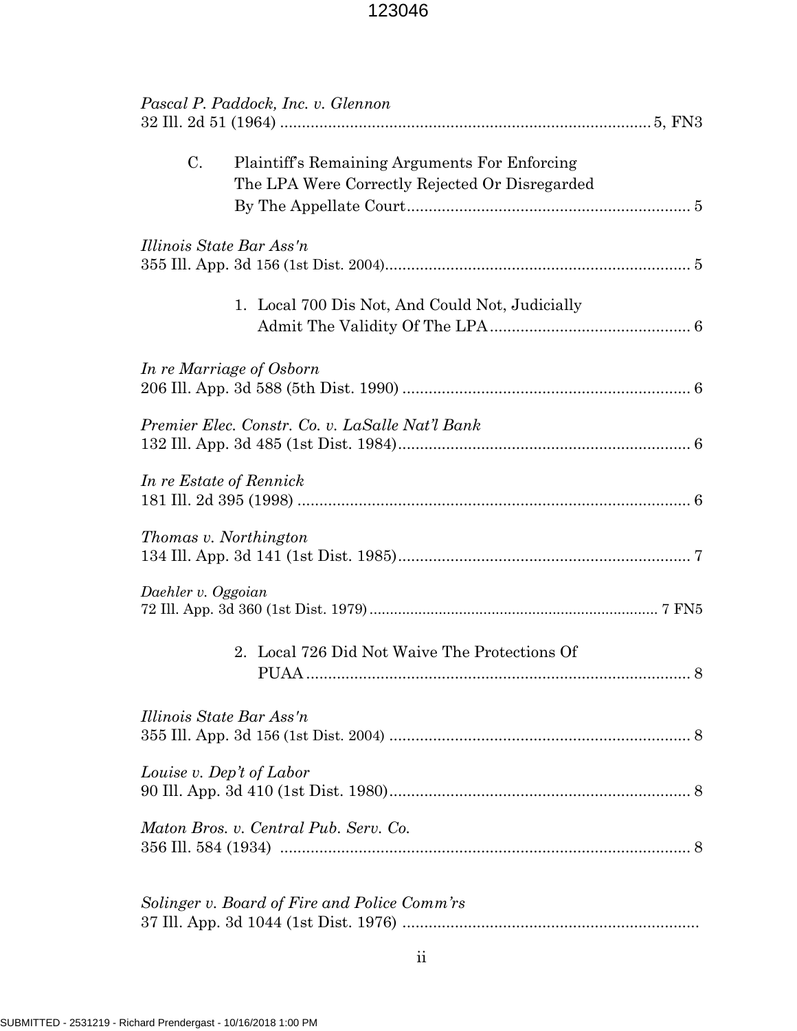*Pascal P. Paddock, Inc. v. Glennon*
32 Ill. 2d 51 (1964) .................................................................................... 5, FN3

C. Plaintiff's Remaining Arguments For Enforcing The LPA Were Correctly Rejected Or Disregarded By The Appellate Court................................................................ 5

*Illinois State Bar Ass'n*
355 Ill. App. 3d 156 (1st Dist. 2004)...................................................................... 5

1. Local 700 Dis Not, And Could Not, Judicially Admit The Validity Of The LPA............................................. 6

*In re Marriage of Osborn*
206 Ill. App. 3d 588 (5th Dist. 1990) .................................................................. 6

*Premier Elec. Constr. Co. v. LaSalle Nat'l Bank*
132 Ill. App. 3d 485 (1st Dist. 1984)................................................................... 6

*In re Estate of Rennick*
181 Ill. 2d 395 (1998) .......................................................................................... 6

*Thomas v. Northington*
134 Ill. App. 3d 141 (1st Dist. 1985)................................................................... 7

*Daehler v. Oggoian*
72 Ill. App. 3d 360 (1st Dist. 1979)...................................................................... 7 FN5

2. Local 726 Did Not Waive The Protections Of PUAA........................................................................ 8

*Illinois State Bar Ass'n*
355 Ill. App. 3d 156 (1st Dist. 2004) ..................................................................... 8

*Louise v. Dep't of Labor*
90 Ill. App. 3d 410 (1st Dist. 1980)..................................................................... 8

*Maton Bros. v. Central Pub. Serv. Co.*
356 Ill. 584 (1934) .............................................................................................. 8

*Solinger v. Board of Fire and Police Comm'rs*
37 Ill. App. 3d 1044 (1st Dist. 1976) ....................................................................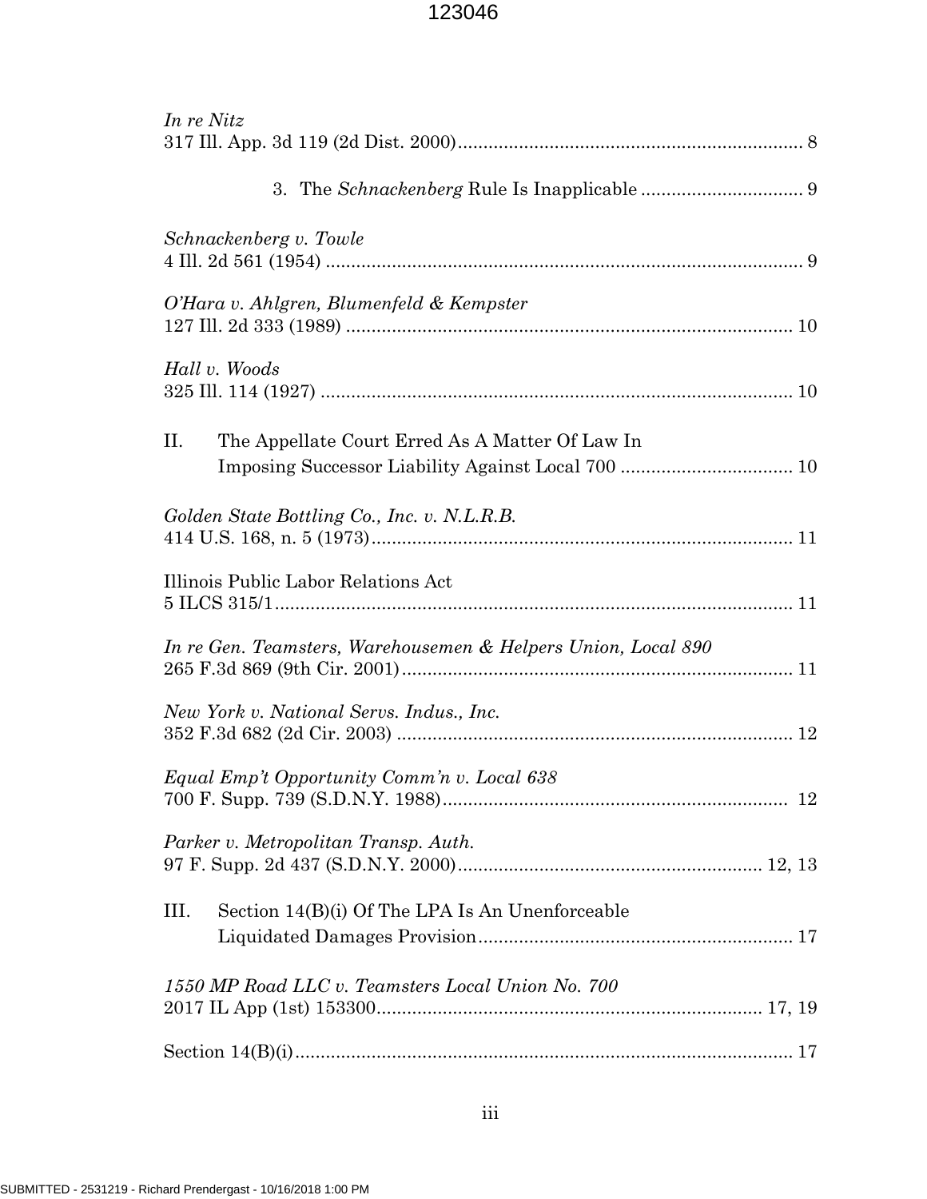*In re Nitz*
317 Ill. App. 3d 119 (2d Dist. 2000)................................................................... 8

3. The *Schnackenberg* Rule Is Inapplicable ................................ 9

*Schnackenberg v. Towle*
4 Ill. 2d 561 (1954) ............................................................................................ 9

*O'Hara v. Ahlgren, Blumenfeld & Kempster*
127 Ill. 2d 333 (1989) ...................................................................................... 10

*Hall v. Woods*
325 Ill. 114 (1927) ........................................................................................... 10

II. The Appellate Court Erred As A Matter Of Law In Imposing Successor Liability Against Local 700 .................................. 10

*Golden State Bottling Co., Inc. v. N.L.R.B.*
414 U.S. 168, n. 5 (1973).................................................................................. 11

Illinois Public Labor Relations Act
5 ILCS 315/1..................................................................................................... 11

*In re Gen. Teamsters, Warehousemen & Helpers Union, Local 890*
265 F.3d 869 (9th Cir. 2001)............................................................................ 11

*New York v. National Servs. Indus., Inc.*
352 F.3d 682 (2d Cir. 2003) ............................................................................. 12

*Equal Emp't Opportunity Comm'n v. Local 638*
700 F. Supp. 739 (S.D.N.Y. 1988).................................................................... 12

*Parker v. Metropolitan Transp. Auth.*
97 F. Supp. 2d 437 (S.D.N.Y. 2000)............................................................ 12, 13

III. Section 14(B)(i) Of The LPA Is An Unenforceable Liquidated Damages Provision............................................................. 17

*1550 MP Road LLC v. Teamsters Local Union No. 700*
2017 IL App (1st) 153300............................................................................ 17, 19

Section 14(B)(i)................................................................................................. 17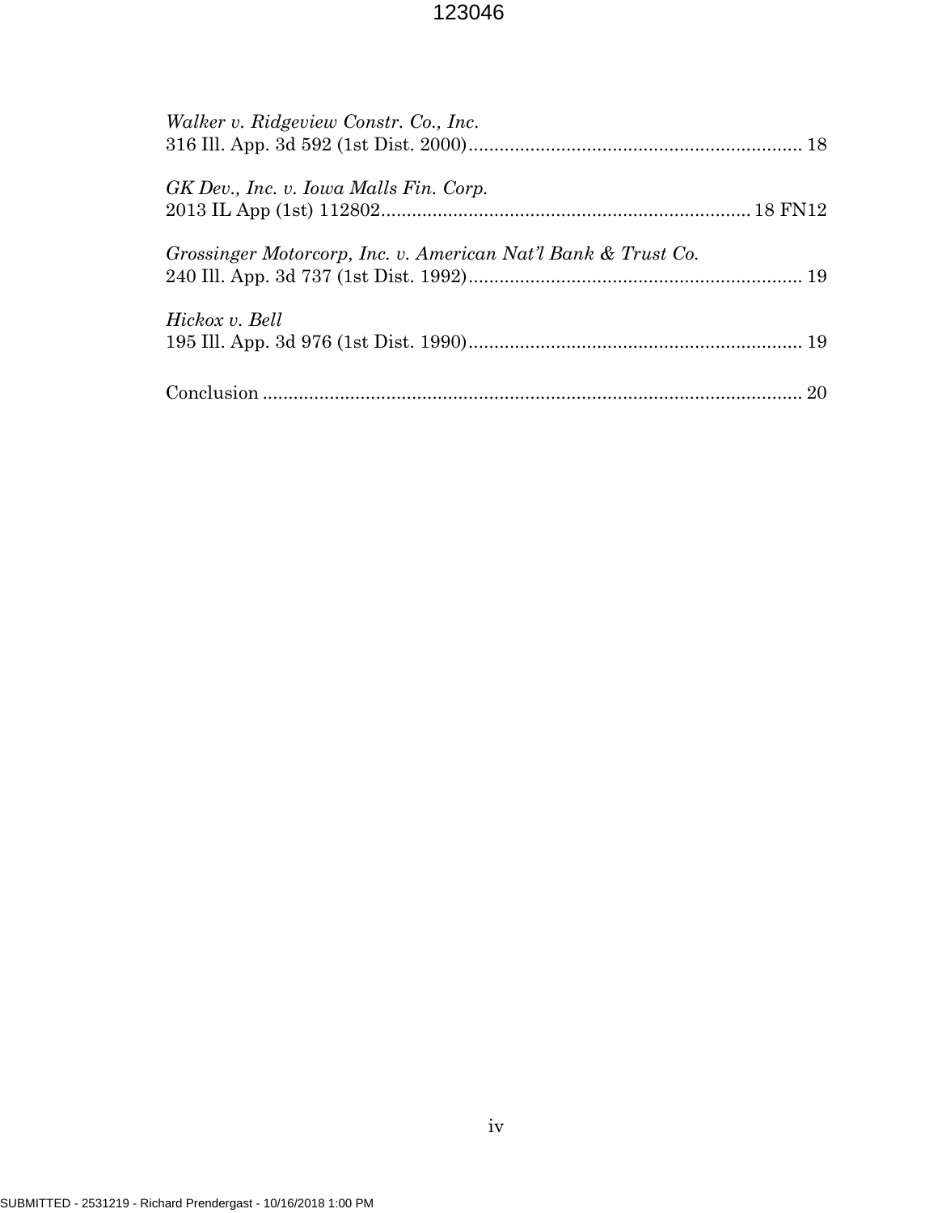*Walker v. Ridgeview Constr. Co., Inc.*
316 Ill. App. 3d 592 (1st Dist. 2000)................................................................ 18

*GK Dev., Inc. v. Iowa Malls Fin. Corp.*
2013 IL App (1st) 112802....................................................................... 18 FN12

*Grossinger Motorcorp, Inc. v. American Nat'l Bank & Trust Co.*
240 Ill. App. 3d 737 (1st Dist. 1992)................................................................ 19

*Hickox v. Bell*
195 Ill. App. 3d 976 (1st Dist. 1990)................................................................ 19

Conclusion ........................................................................................................ 20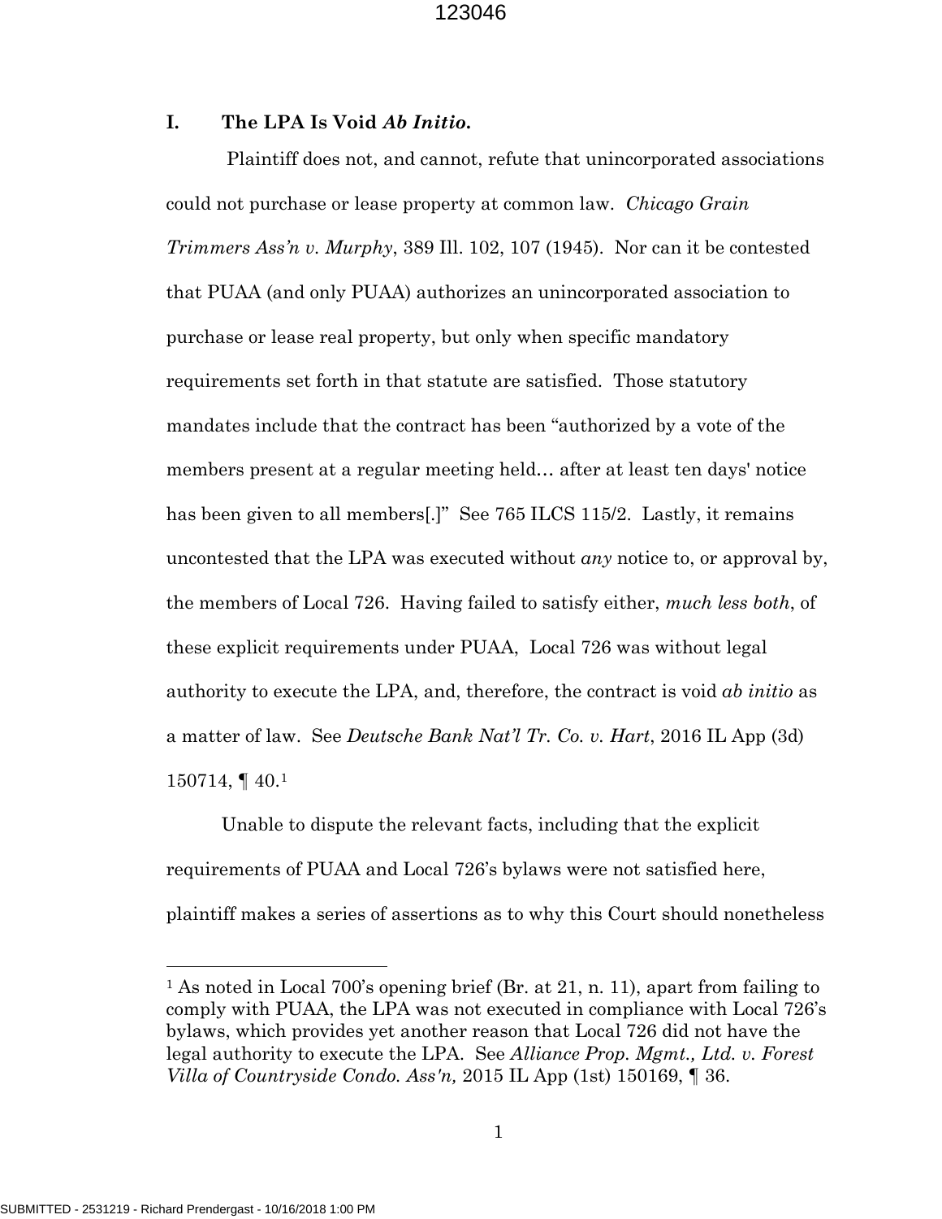## I. The LPA Is Void *Ab Initio*.

Plaintiff does not, and cannot, refute that unincorporated associations could not purchase or lease property at common law. *Chicago Grain Trimmers Ass'n v. Murphy*, 389 Ill. 102, 107 (1945). Nor can it be contested that PUAA (and only PUAA) authorizes an unincorporated association to purchase or lease real property, but only when specific mandatory requirements set forth in that statute are satisfied. Those statutory mandates include that the contract has been "authorized by a vote of the members present at a regular meeting held… after at least ten days' notice has been given to all members[.]" See 765 ILCS 115/2. Lastly, it remains uncontested that the LPA was executed without *any* notice to, or approval by, the members of Local 726. Having failed to satisfy either, *much less both*, of these explicit requirements under PUAA, Local 726 was without legal authority to execute the LPA, and, therefore, the contract is void *ab initio* as a matter of law. See *Deutsche Bank Nat'l Tr. Co. v. Hart*, 2016 IL App (3d) 150714, ¶ 40.[1]

Unable to dispute the relevant facts, including that the explicit requirements of PUAA and Local 726's bylaws were not satisfied here, plaintiff makes a series of assertions as to why this Court should nonetheless

---

[1] As noted in Local 700's opening brief (Br. at 21, n. 11), apart from failing to comply with PUAA, the LPA was not executed in compliance with Local 726's bylaws, which provides yet another reason that Local 726 did not have the legal authority to execute the LPA. See *Alliance Prop. Mgmt., Ltd. v. Forest Villa of Countryside Condo. Ass'n,* 2015 IL App (1st) 150169, ¶ 36.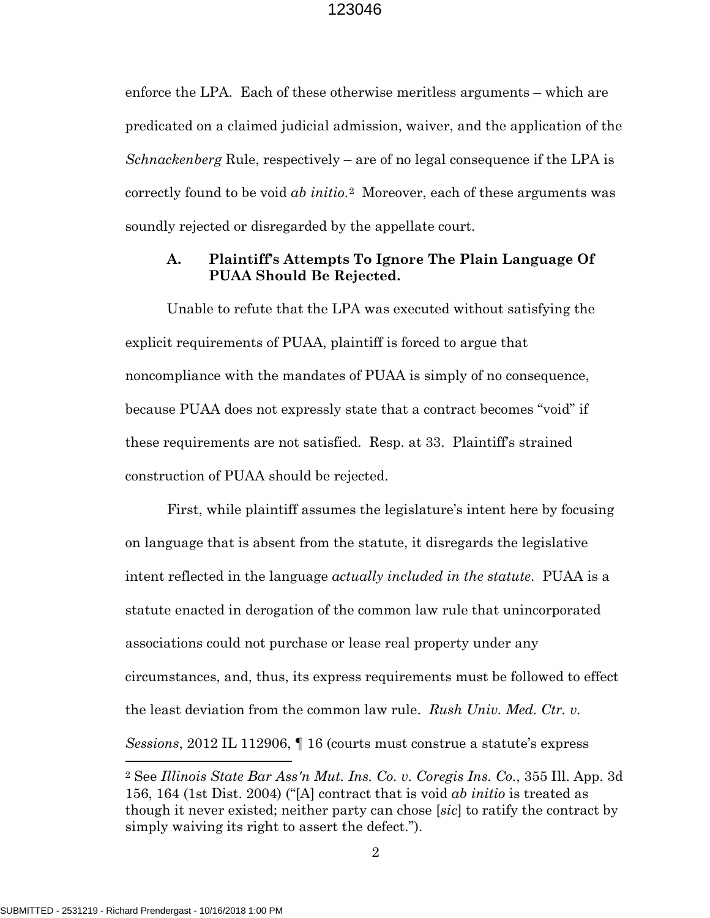enforce the LPA. Each of these otherwise meritless arguments – which are predicated on a claimed judicial admission, waiver, and the application of the *Schnackenberg* Rule, respectively – are of no legal consequence if the LPA is correctly found to be void *ab initio*.[2] Moreover, each of these arguments was soundly rejected or disregarded by the appellate court.

### A. Plaintiff's Attempts To Ignore The Plain Language Of PUAA Should Be Rejected.

Unable to refute that the LPA was executed without satisfying the explicit requirements of PUAA, plaintiff is forced to argue that noncompliance with the mandates of PUAA is simply of no consequence, because PUAA does not expressly state that a contract becomes "void" if these requirements are not satisfied. Resp. at 33. Plaintiff's strained construction of PUAA should be rejected.

First, while plaintiff assumes the legislature's intent here by focusing on language that is absent from the statute, it disregards the legislative intent reflected in the language *actually included in the statute*. PUAA is a statute enacted in derogation of the common law rule that unincorporated associations could not purchase or lease real property under any circumstances, and, thus, its express requirements must be followed to effect the least deviation from the common law rule. *Rush Univ. Med. Ctr. v. Sessions*, 2012 IL 112906, ¶ 16 (courts must construe a statute's express

---

[2] See *Illinois State Bar Ass'n Mut. Ins. Co. v. Coregis Ins. Co.*, 355 Ill. App. 3d 156, 164 (1st Dist. 2004) ("[A] contract that is void *ab initio* is treated as though it never existed; neither party can chose [*sic*] to ratify the contract by simply waiving its right to assert the defect.").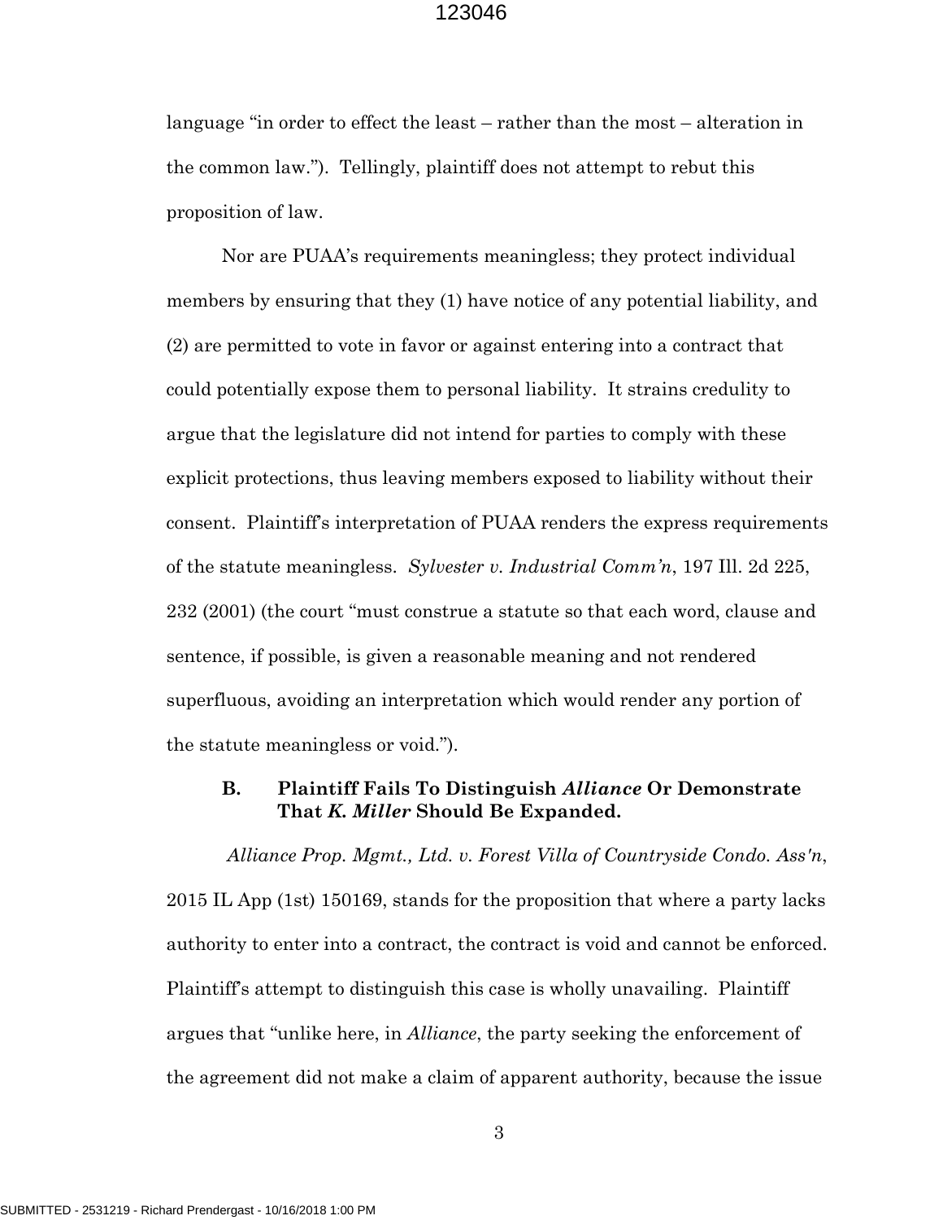language "in order to effect the least – rather than the most – alteration in the common law."). Tellingly, plaintiff does not attempt to rebut this proposition of law.

Nor are PUAA's requirements meaningless; they protect individual members by ensuring that they (1) have notice of any potential liability, and (2) are permitted to vote in favor or against entering into a contract that could potentially expose them to personal liability. It strains credulity to argue that the legislature did not intend for parties to comply with these explicit protections, thus leaving members exposed to liability without their consent. Plaintiff's interpretation of PUAA renders the express requirements of the statute meaningless. *Sylvester v. Industrial Comm'n*, 197 Ill. 2d 225, 232 (2001) (the court "must construe a statute so that each word, clause and sentence, if possible, is given a reasonable meaning and not rendered superfluous, avoiding an interpretation which would render any portion of the statute meaningless or void.").

### B. Plaintiff Fails To Distinguish *Alliance* Or Demonstrate That *K. Miller* Should Be Expanded.

*Alliance Prop. Mgmt., Ltd. v. Forest Villa of Countryside Condo. Ass'n*, 2015 IL App (1st) 150169, stands for the proposition that where a party lacks authority to enter into a contract, the contract is void and cannot be enforced. Plaintiff's attempt to distinguish this case is wholly unavailing. Plaintiff argues that "unlike here, in *Alliance*, the party seeking the enforcement of the agreement did not make a claim of apparent authority, because the issue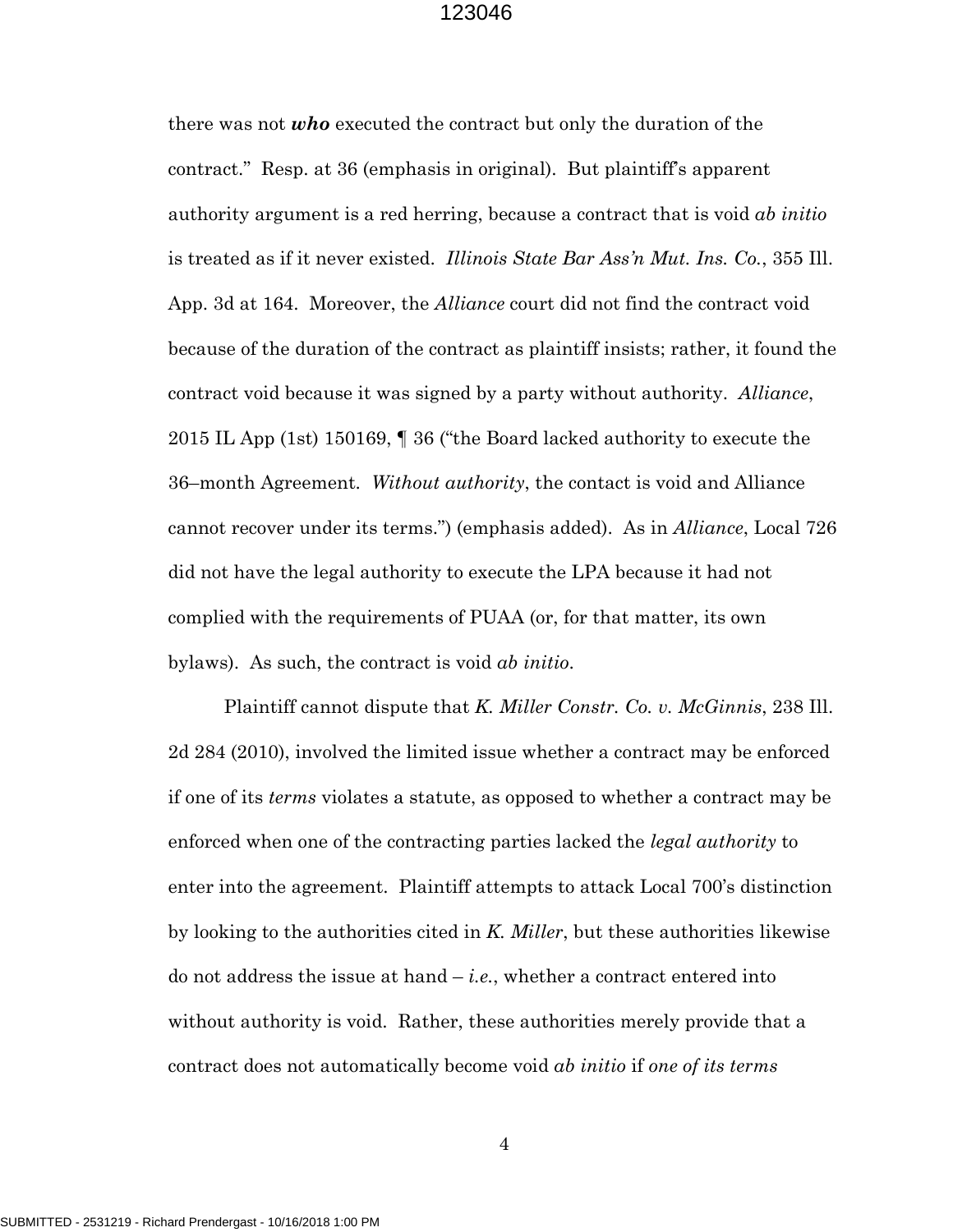there was not ***who*** executed the contract but only the duration of the contract." Resp. at 36 (emphasis in original). But plaintiff's apparent authority argument is a red herring, because a contract that is void *ab initio* is treated as if it never existed. *Illinois State Bar Ass'n Mut. Ins. Co.*, 355 Ill. App. 3d at 164. Moreover, the *Alliance* court did not find the contract void because of the duration of the contract as plaintiff insists; rather, it found the contract void because it was signed by a party without authority. *Alliance*, 2015 IL App (1st) 150169, ¶ 36 ("the Board lacked authority to execute the 36–month Agreement. *Without authority*, the contact is void and Alliance cannot recover under its terms.") (emphasis added). As in *Alliance*, Local 726 did not have the legal authority to execute the LPA because it had not complied with the requirements of PUAA (or, for that matter, its own bylaws). As such, the contract is void *ab initio*.

Plaintiff cannot dispute that *K. Miller Constr. Co. v. McGinnis*, 238 Ill. 2d 284 (2010), involved the limited issue whether a contract may be enforced if one of its *terms* violates a statute, as opposed to whether a contract may be enforced when one of the contracting parties lacked the *legal authority* to enter into the agreement. Plaintiff attempts to attack Local 700's distinction by looking to the authorities cited in *K. Miller*, but these authorities likewise do not address the issue at hand – *i.e.*, whether a contract entered into without authority is void. Rather, these authorities merely provide that a contract does not automatically become void *ab initio* if *one of its terms*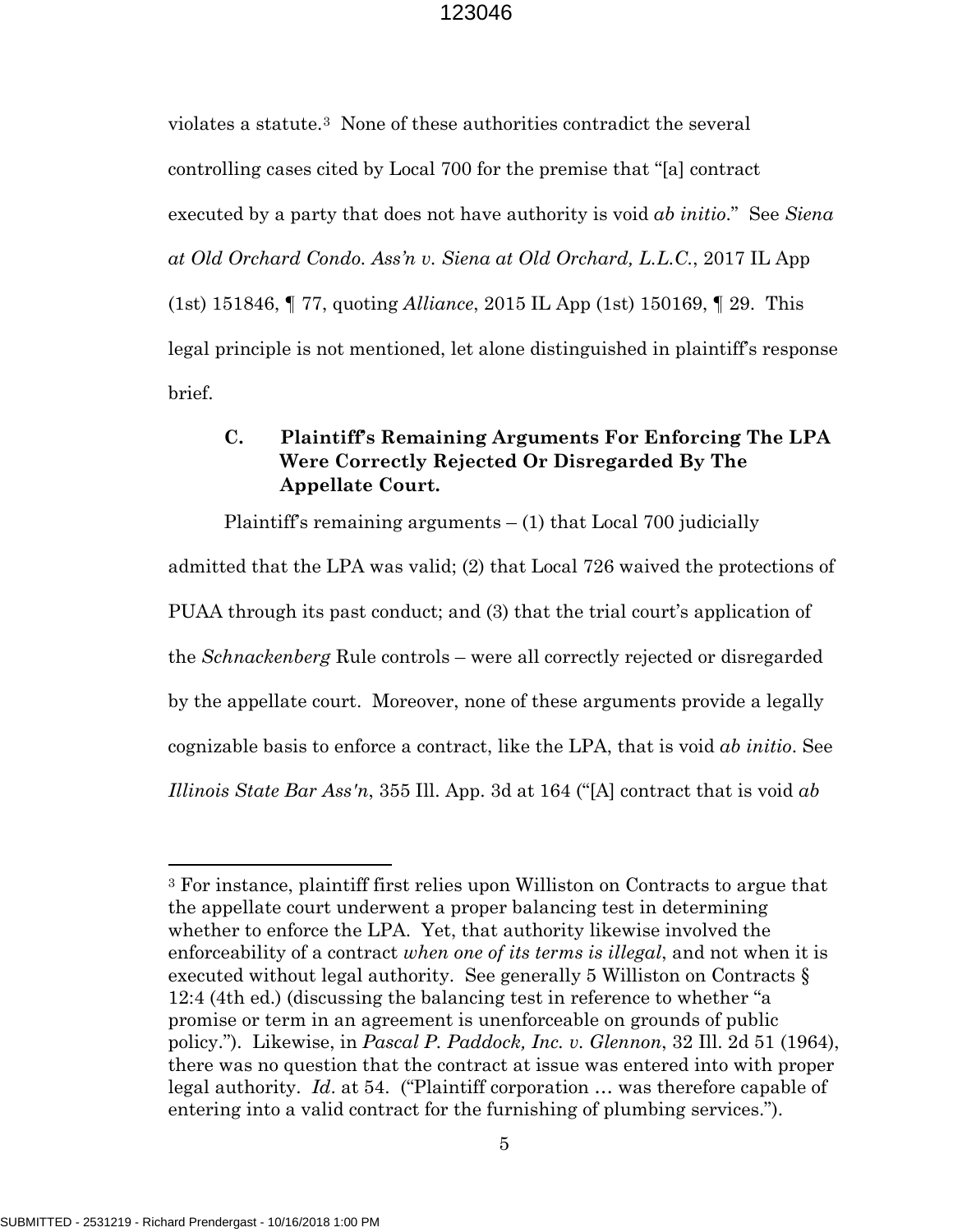violates a statute.[3] None of these authorities contradict the several controlling cases cited by Local 700 for the premise that "[a] contract executed by a party that does not have authority is void *ab initio*." See *Siena at Old Orchard Condo. Ass'n v. Siena at Old Orchard, L.L.C.*, 2017 IL App (1st) 151846, ¶ 77, quoting *Alliance*, 2015 IL App (1st) 150169, ¶ 29. This legal principle is not mentioned, let alone distinguished in plaintiff's response brief.

### C. Plaintiff's Remaining Arguments For Enforcing The LPA Were Correctly Rejected Or Disregarded By The Appellate Court.

Plaintiff's remaining arguments – (1) that Local 700 judicially admitted that the LPA was valid; (2) that Local 726 waived the protections of PUAA through its past conduct; and (3) that the trial court's application of the *Schnackenberg* Rule controls – were all correctly rejected or disregarded by the appellate court. Moreover, none of these arguments provide a legally cognizable basis to enforce a contract, like the LPA, that is void *ab initio*. See *Illinois State Bar Ass'n*, 355 Ill. App. 3d at 164 ("[A] contract that is void *ab*

---

[3] For instance, plaintiff first relies upon Williston on Contracts to argue that the appellate court underwent a proper balancing test in determining whether to enforce the LPA. Yet, that authority likewise involved the enforceability of a contract *when one of its terms is illegal*, and not when it is executed without legal authority. See generally 5 Williston on Contracts § 12:4 (4th ed.) (discussing the balancing test in reference to whether "a promise or term in an agreement is unenforceable on grounds of public policy."). Likewise, in *Pascal P. Paddock, Inc. v. Glennon*, 32 Ill. 2d 51 (1964), there was no question that the contract at issue was entered into with proper legal authority. *Id*. at 54. ("Plaintiff corporation … was therefore capable of entering into a valid contract for the furnishing of plumbing services.").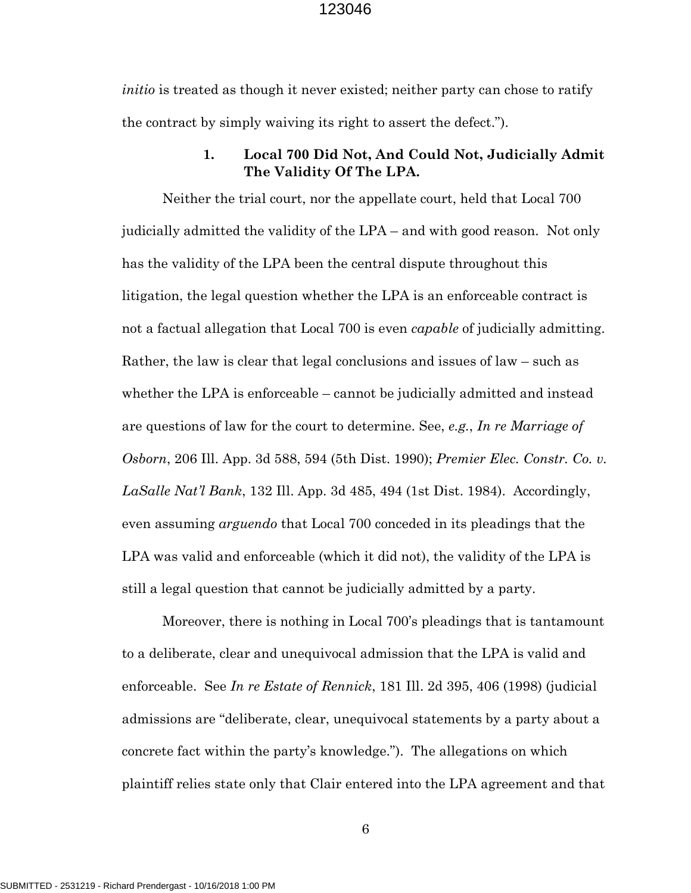*initio* is treated as though it never existed; neither party can chose to ratify the contract by simply waiving its right to assert the defect.").

### 1. Local 700 Did Not, And Could Not, Judicially Admit The Validity Of The LPA.

Neither the trial court, nor the appellate court, held that Local 700 judicially admitted the validity of the LPA – and with good reason. Not only has the validity of the LPA been the central dispute throughout this litigation, the legal question whether the LPA is an enforceable contract is not a factual allegation that Local 700 is even *capable* of judicially admitting. Rather, the law is clear that legal conclusions and issues of law – such as whether the LPA is enforceable – cannot be judicially admitted and instead are questions of law for the court to determine. See, *e.g.*, *In re Marriage of Osborn*, 206 Ill. App. 3d 588, 594 (5th Dist. 1990); *Premier Elec. Constr. Co. v. LaSalle Nat'l Bank*, 132 Ill. App. 3d 485, 494 (1st Dist. 1984). Accordingly, even assuming *arguendo* that Local 700 conceded in its pleadings that the LPA was valid and enforceable (which it did not), the validity of the LPA is still a legal question that cannot be judicially admitted by a party.

Moreover, there is nothing in Local 700's pleadings that is tantamount to a deliberate, clear and unequivocal admission that the LPA is valid and enforceable. See *In re Estate of Rennick*, 181 Ill. 2d 395, 406 (1998) (judicial admissions are "deliberate, clear, unequivocal statements by a party about a concrete fact within the party's knowledge."). The allegations on which plaintiff relies state only that Clair entered into the LPA agreement and that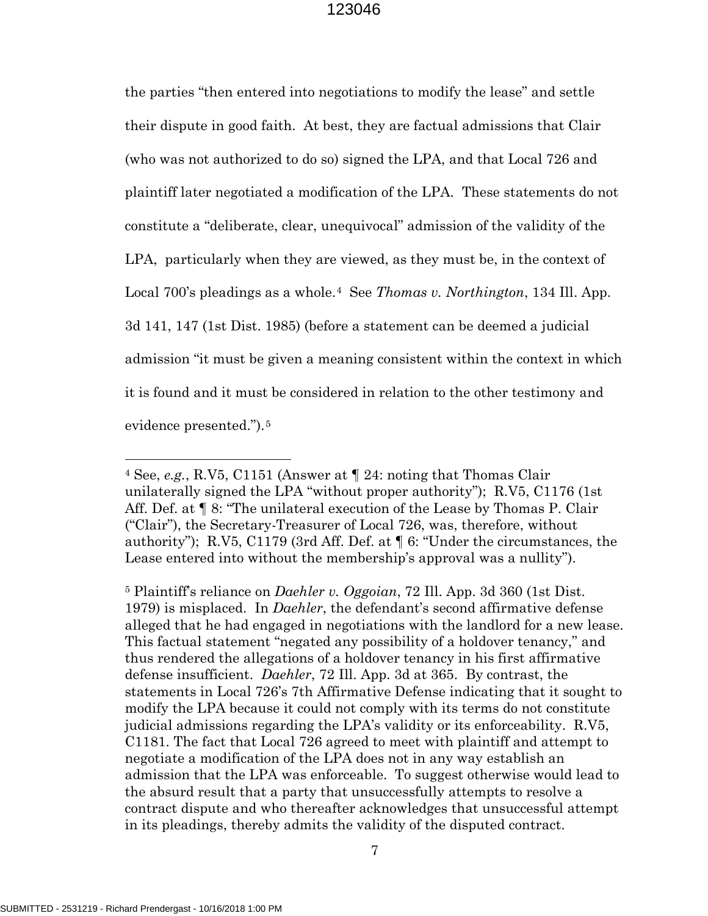the parties "then entered into negotiations to modify the lease" and settle their dispute in good faith. At best, they are factual admissions that Clair (who was not authorized to do so) signed the LPA, and that Local 726 and plaintiff later negotiated a modification of the LPA. These statements do not constitute a "deliberate, clear, unequivocal" admission of the validity of the LPA, particularly when they are viewed, as they must be, in the context of Local 700's pleadings as a whole.[4] See *Thomas v. Northington*, 134 Ill. App. 3d 141, 147 (1st Dist. 1985) (before a statement can be deemed a judicial admission "it must be given a meaning consistent within the context in which it is found and it must be considered in relation to the other testimony and evidence presented.").[5]

---

[4] See, *e.g.*, R.V5, C1151 (Answer at ¶ 24: noting that Thomas Clair unilaterally signed the LPA "without proper authority"); R.V5, C1176 (1st Aff. Def. at ¶ 8: "The unilateral execution of the Lease by Thomas P. Clair ("Clair"), the Secretary-Treasurer of Local 726, was, therefore, without authority"); R.V5, C1179 (3rd Aff. Def. at ¶ 6: "Under the circumstances, the Lease entered into without the membership's approval was a nullity").

[5] Plaintiff's reliance on *Daehler v. Oggoian*, 72 Ill. App. 3d 360 (1st Dist. 1979) is misplaced. In *Daehler*, the defendant's second affirmative defense alleged that he had engaged in negotiations with the landlord for a new lease. This factual statement "negated any possibility of a holdover tenancy," and thus rendered the allegations of a holdover tenancy in his first affirmative defense insufficient. *Daehler*, 72 Ill. App. 3d at 365. By contrast, the statements in Local 726's 7th Affirmative Defense indicating that it sought to modify the LPA because it could not comply with its terms do not constitute judicial admissions regarding the LPA's validity or its enforceability. R.V5, C1181. The fact that Local 726 agreed to meet with plaintiff and attempt to negotiate a modification of the LPA does not in any way establish an admission that the LPA was enforceable. To suggest otherwise would lead to the absurd result that a party that unsuccessfully attempts to resolve a contract dispute and who thereafter acknowledges that unsuccessful attempt in its pleadings, thereby admits the validity of the disputed contract.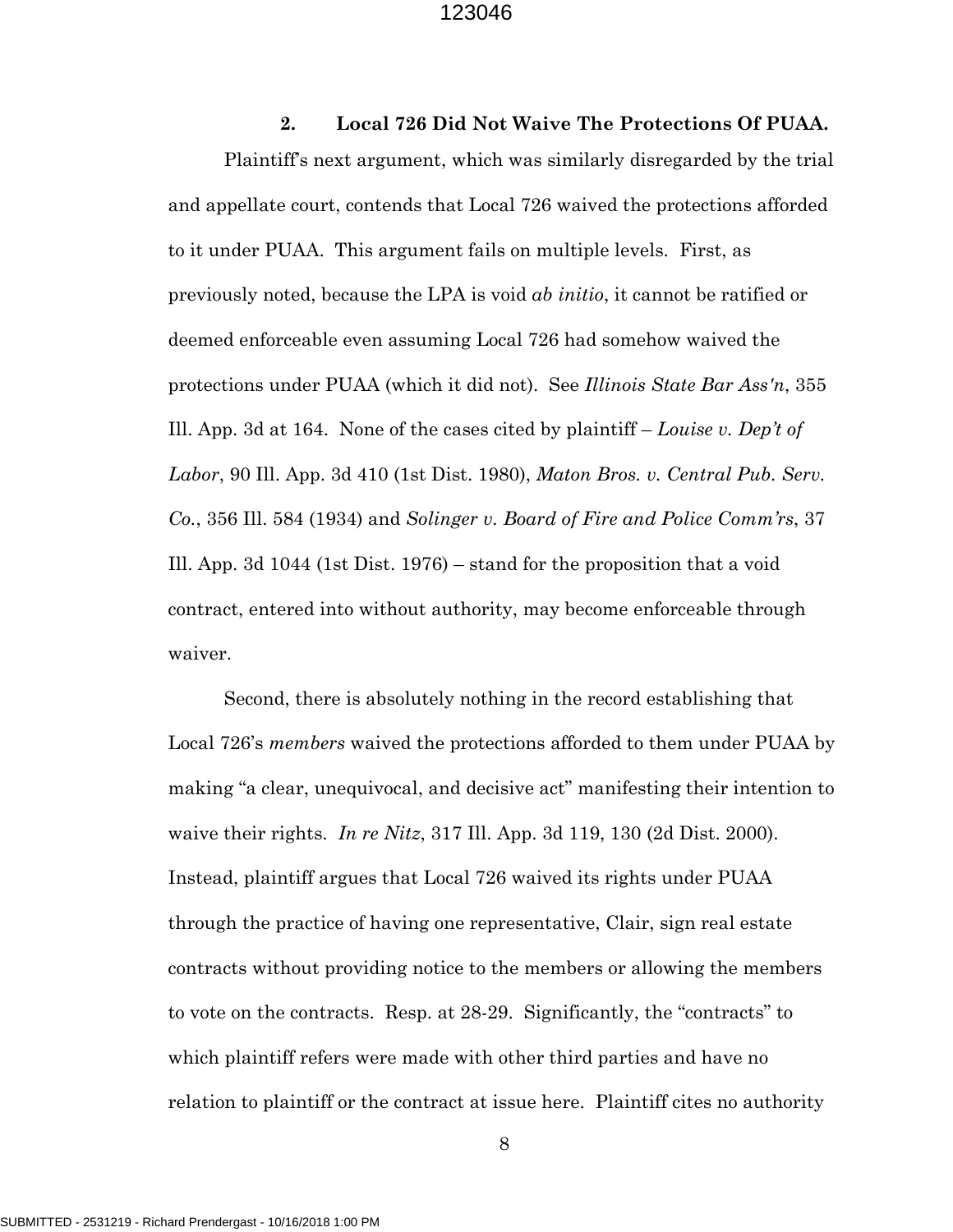### 2. Local 726 Did Not Waive The Protections Of PUAA.

Plaintiff's next argument, which was similarly disregarded by the trial and appellate court, contends that Local 726 waived the protections afforded to it under PUAA. This argument fails on multiple levels. First, as previously noted, because the LPA is void *ab initio*, it cannot be ratified or deemed enforceable even assuming Local 726 had somehow waived the protections under PUAA (which it did not). See *Illinois State Bar Ass'n*, 355 Ill. App. 3d at 164. None of the cases cited by plaintiff – *Louise v. Dep't of Labor*, 90 Ill. App. 3d 410 (1st Dist. 1980), *Maton Bros. v. Central Pub. Serv. Co.*, 356 Ill. 584 (1934) and *Solinger v. Board of Fire and Police Comm'rs*, 37 Ill. App. 3d 1044 (1st Dist. 1976) – stand for the proposition that a void contract, entered into without authority, may become enforceable through waiver.

Second, there is absolutely nothing in the record establishing that Local 726's *members* waived the protections afforded to them under PUAA by making "a clear, unequivocal, and decisive act" manifesting their intention to waive their rights. *In re Nitz*, 317 Ill. App. 3d 119, 130 (2d Dist. 2000). Instead, plaintiff argues that Local 726 waived its rights under PUAA through the practice of having one representative, Clair, sign real estate contracts without providing notice to the members or allowing the members to vote on the contracts. Resp. at 28-29. Significantly, the "contracts" to which plaintiff refers were made with other third parties and have no relation to plaintiff or the contract at issue here. Plaintiff cites no authority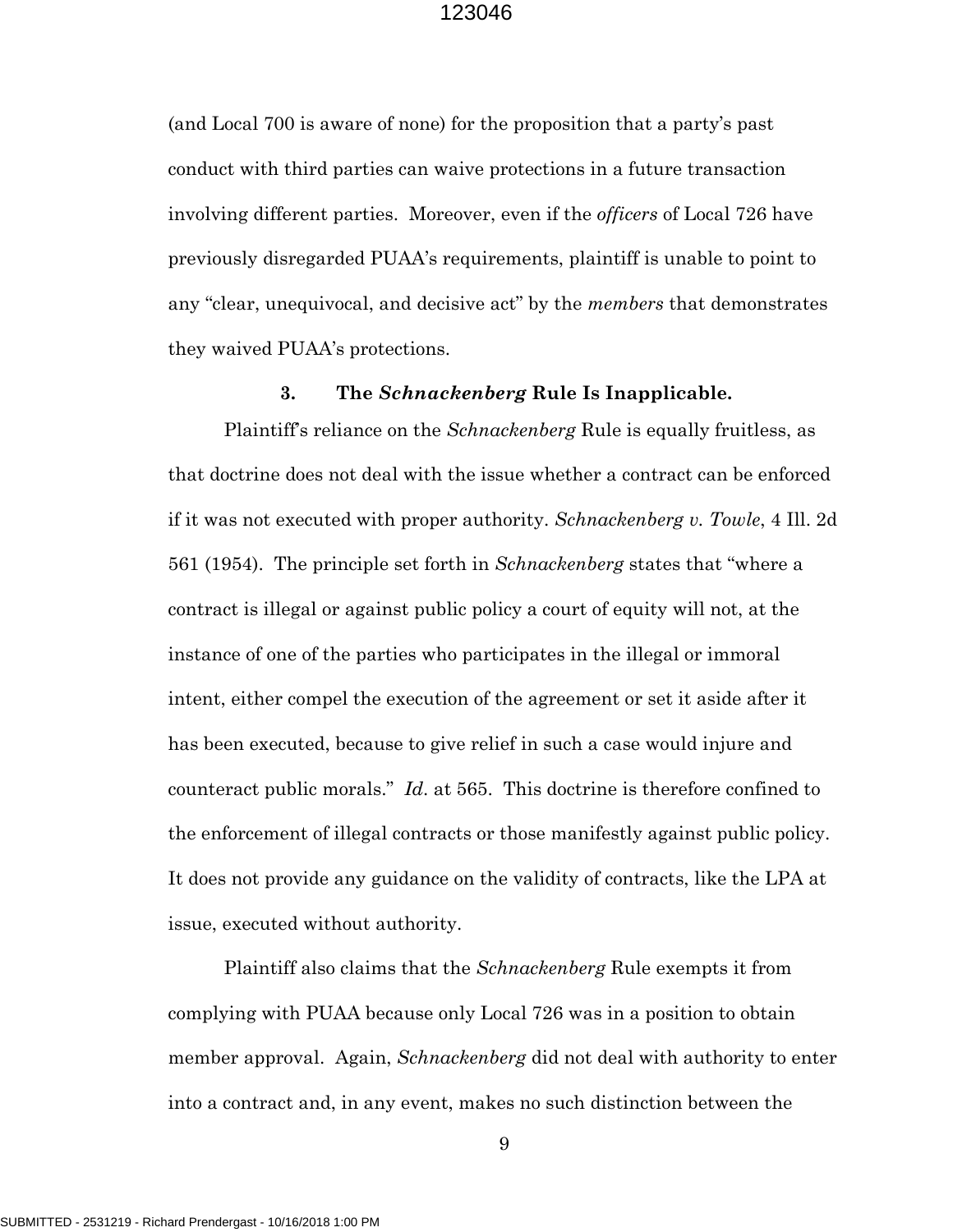(and Local 700 is aware of none) for the proposition that a party's past conduct with third parties can waive protections in a future transaction involving different parties. Moreover, even if the *officers* of Local 726 have previously disregarded PUAA's requirements, plaintiff is unable to point to any "clear, unequivocal, and decisive act" by the *members* that demonstrates they waived PUAA's protections.

### 3. The *Schnackenberg* Rule Is Inapplicable.

Plaintiff's reliance on the *Schnackenberg* Rule is equally fruitless, as that doctrine does not deal with the issue whether a contract can be enforced if it was not executed with proper authority. *Schnackenberg v. Towle*, 4 Ill. 2d 561 (1954). The principle set forth in *Schnackenberg* states that "where a contract is illegal or against public policy a court of equity will not, at the instance of one of the parties who participates in the illegal or immoral intent, either compel the execution of the agreement or set it aside after it has been executed, because to give relief in such a case would injure and counteract public morals." *Id*. at 565. This doctrine is therefore confined to the enforcement of illegal contracts or those manifestly against public policy. It does not provide any guidance on the validity of contracts, like the LPA at issue, executed without authority.

Plaintiff also claims that the *Schnackenberg* Rule exempts it from complying with PUAA because only Local 726 was in a position to obtain member approval. Again, *Schnackenberg* did not deal with authority to enter into a contract and, in any event, makes no such distinction between the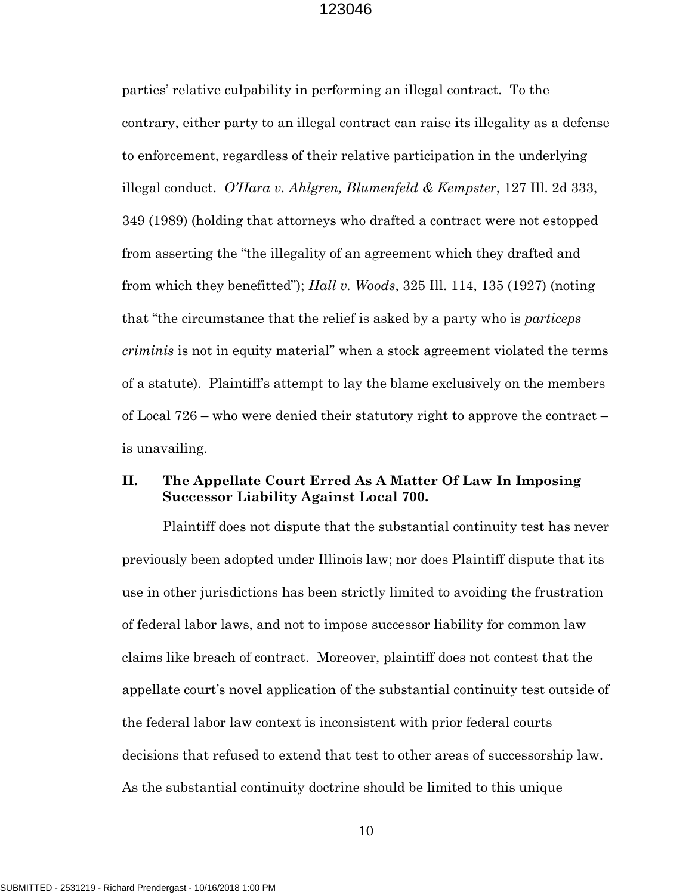parties' relative culpability in performing an illegal contract. To the contrary, either party to an illegal contract can raise its illegality as a defense to enforcement, regardless of their relative participation in the underlying illegal conduct. *O'Hara v. Ahlgren, Blumenfeld & Kempster*, 127 Ill. 2d 333, 349 (1989) (holding that attorneys who drafted a contract were not estopped from asserting the "the illegality of an agreement which they drafted and from which they benefitted"); *Hall v. Woods*, 325 Ill. 114, 135 (1927) (noting that "the circumstance that the relief is asked by a party who is *particeps criminis* is not in equity material" when a stock agreement violated the terms of a statute). Plaintiff's attempt to lay the blame exclusively on the members of Local 726 – who were denied their statutory right to approve the contract – is unavailing.

## II. The Appellate Court Erred As A Matter Of Law In Imposing Successor Liability Against Local 700.

Plaintiff does not dispute that the substantial continuity test has never previously been adopted under Illinois law; nor does Plaintiff dispute that its use in other jurisdictions has been strictly limited to avoiding the frustration of federal labor laws, and not to impose successor liability for common law claims like breach of contract. Moreover, plaintiff does not contest that the appellate court's novel application of the substantial continuity test outside of the federal labor law context is inconsistent with prior federal courts decisions that refused to extend that test to other areas of successorship law. As the substantial continuity doctrine should be limited to this unique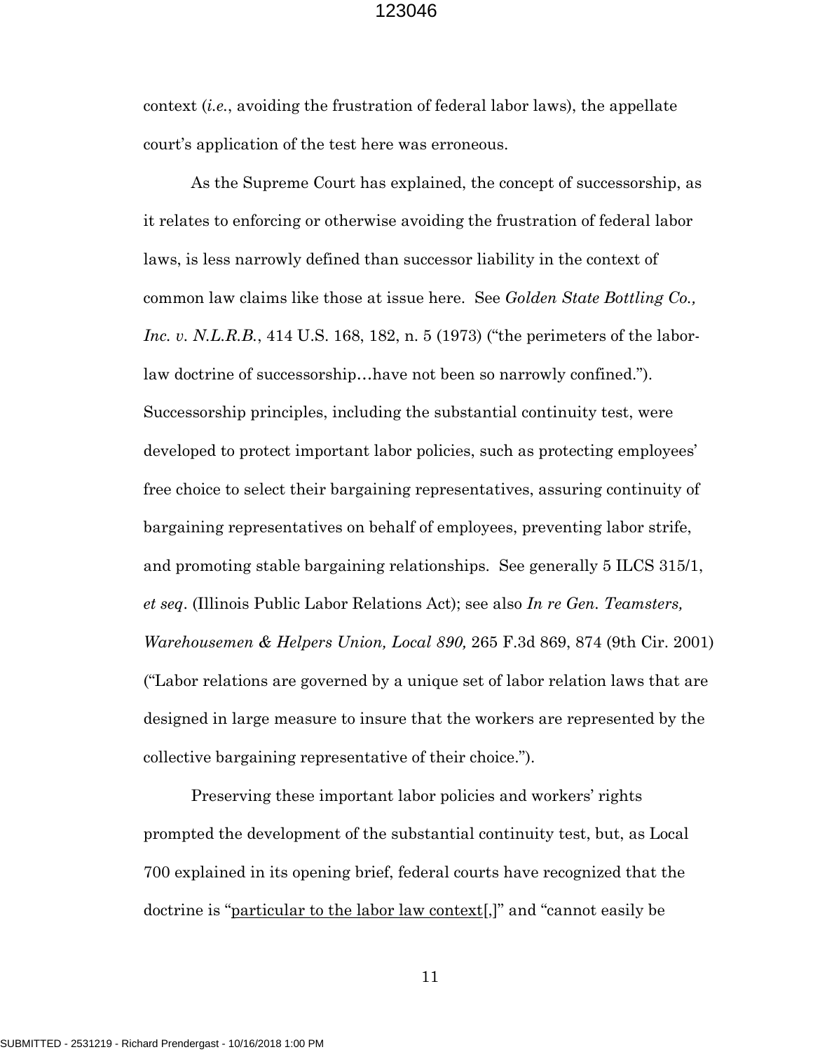context (*i.e.*, avoiding the frustration of federal labor laws), the appellate court's application of the test here was erroneous.

As the Supreme Court has explained, the concept of successorship, as it relates to enforcing or otherwise avoiding the frustration of federal labor laws, is less narrowly defined than successor liability in the context of common law claims like those at issue here. See *Golden State Bottling Co., Inc. v. N.L.R.B.*, 414 U.S. 168, 182, n. 5 (1973) ("the perimeters of the labor-law doctrine of successorship…have not been so narrowly confined."). Successorship principles, including the substantial continuity test, were developed to protect important labor policies, such as protecting employees' free choice to select their bargaining representatives, assuring continuity of bargaining representatives on behalf of employees, preventing labor strife, and promoting stable bargaining relationships. See generally 5 ILCS 315/1, *et seq*. (Illinois Public Labor Relations Act); see also *In re Gen. Teamsters, Warehousemen & Helpers Union, Local 890,* 265 F.3d 869, 874 (9th Cir. 2001) ("Labor relations are governed by a unique set of labor relation laws that are designed in large measure to insure that the workers are represented by the collective bargaining representative of their choice.").

Preserving these important labor policies and workers' rights prompted the development of the substantial continuity test, but, as Local 700 explained in its opening brief, federal courts have recognized that the doctrine is "<u>particular to the labor law context</u>[,]" and "cannot easily be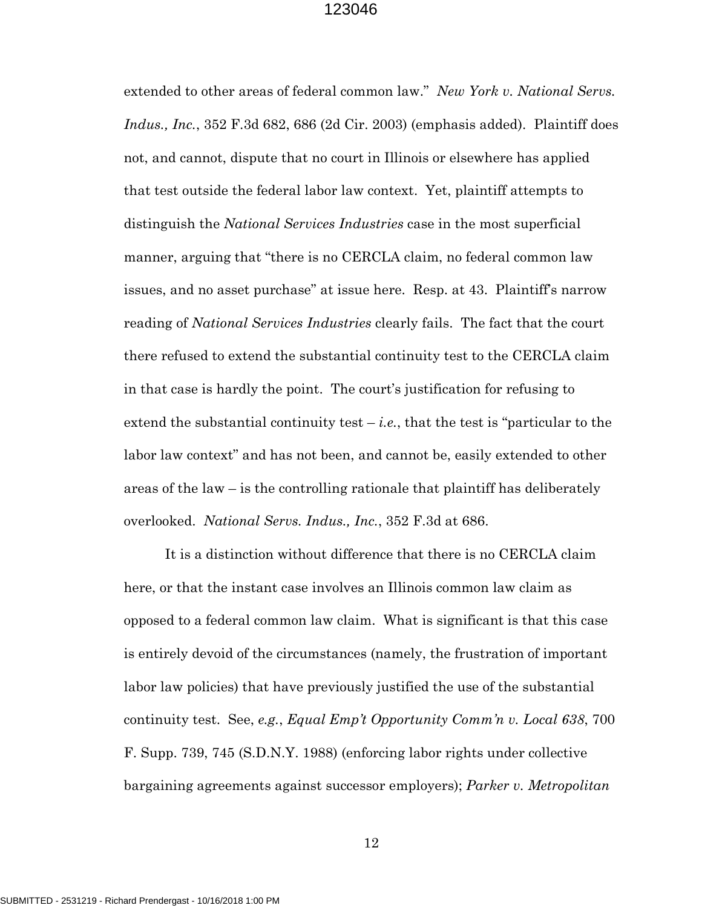extended to other areas of federal common law." *New York v. National Servs. Indus., Inc.*, 352 F.3d 682, 686 (2d Cir. 2003) (emphasis added). Plaintiff does not, and cannot, dispute that no court in Illinois or elsewhere has applied that test outside the federal labor law context. Yet, plaintiff attempts to distinguish the *National Services Industries* case in the most superficial manner, arguing that "there is no CERCLA claim, no federal common law issues, and no asset purchase" at issue here. Resp. at 43. Plaintiff's narrow reading of *National Services Industries* clearly fails. The fact that the court there refused to extend the substantial continuity test to the CERCLA claim in that case is hardly the point. The court's justification for refusing to extend the substantial continuity test – *i.e.*, that the test is "particular to the labor law context" and has not been, and cannot be, easily extended to other areas of the law – is the controlling rationale that plaintiff has deliberately overlooked. *National Servs. Indus., Inc.*, 352 F.3d at 686.

It is a distinction without difference that there is no CERCLA claim here, or that the instant case involves an Illinois common law claim as opposed to a federal common law claim. What is significant is that this case is entirely devoid of the circumstances (namely, the frustration of important labor law policies) that have previously justified the use of the substantial continuity test. See, *e.g.*, *Equal Emp't Opportunity Comm'n v. Local 638*, 700 F. Supp. 739, 745 (S.D.N.Y. 1988) (enforcing labor rights under collective bargaining agreements against successor employers); *Parker v. Metropolitan*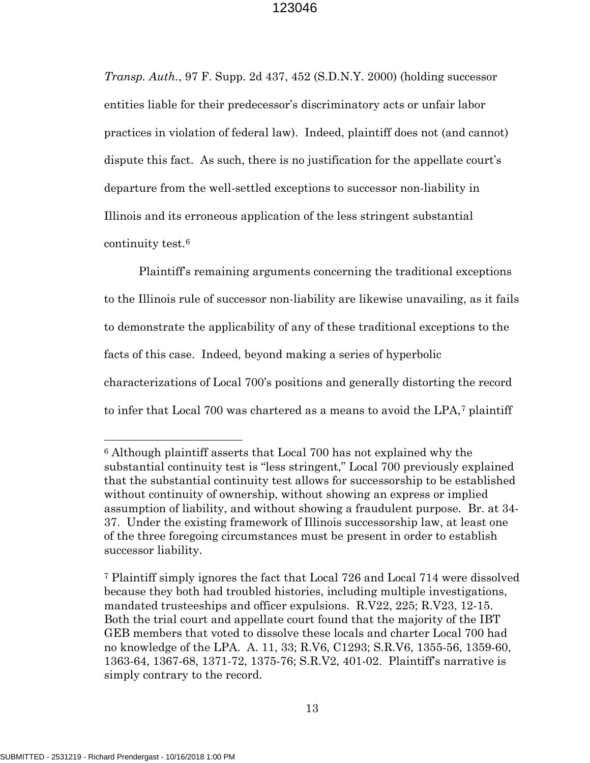*Transp. Auth.*, 97 F. Supp. 2d 437, 452 (S.D.N.Y. 2000) (holding successor entities liable for their predecessor's discriminatory acts or unfair labor practices in violation of federal law). Indeed, plaintiff does not (and cannot) dispute this fact. As such, there is no justification for the appellate court's departure from the well-settled exceptions to successor non-liability in Illinois and its erroneous application of the less stringent substantial continuity test.[6]

Plaintiff's remaining arguments concerning the traditional exceptions to the Illinois rule of successor non-liability are likewise unavailing, as it fails to demonstrate the applicability of any of these traditional exceptions to the facts of this case. Indeed, beyond making a series of hyperbolic characterizations of Local 700's positions and generally distorting the record to infer that Local 700 was chartered as a means to avoid the LPA,[7] plaintiff

---

[6] Although plaintiff asserts that Local 700 has not explained why the substantial continuity test is "less stringent," Local 700 previously explained that the substantial continuity test allows for successorship to be established without continuity of ownership, without showing an express or implied assumption of liability, and without showing a fraudulent purpose. Br. at 34-37. Under the existing framework of Illinois successorship law, at least one of the three foregoing circumstances must be present in order to establish successor liability.

[7] Plaintiff simply ignores the fact that Local 726 and Local 714 were dissolved because they both had troubled histories, including multiple investigations, mandated trusteeships and officer expulsions. R.V22, 225; R.V23, 12-15. Both the trial court and appellate court found that the majority of the IBT GEB members that voted to dissolve these locals and charter Local 700 had no knowledge of the LPA. A. 11, 33; R.V6, C1293; S.R.V6, 1355-56, 1359-60, 1363-64, 1367-68, 1371-72, 1375-76; S.R.V2, 401-02. Plaintiff's narrative is simply contrary to the record.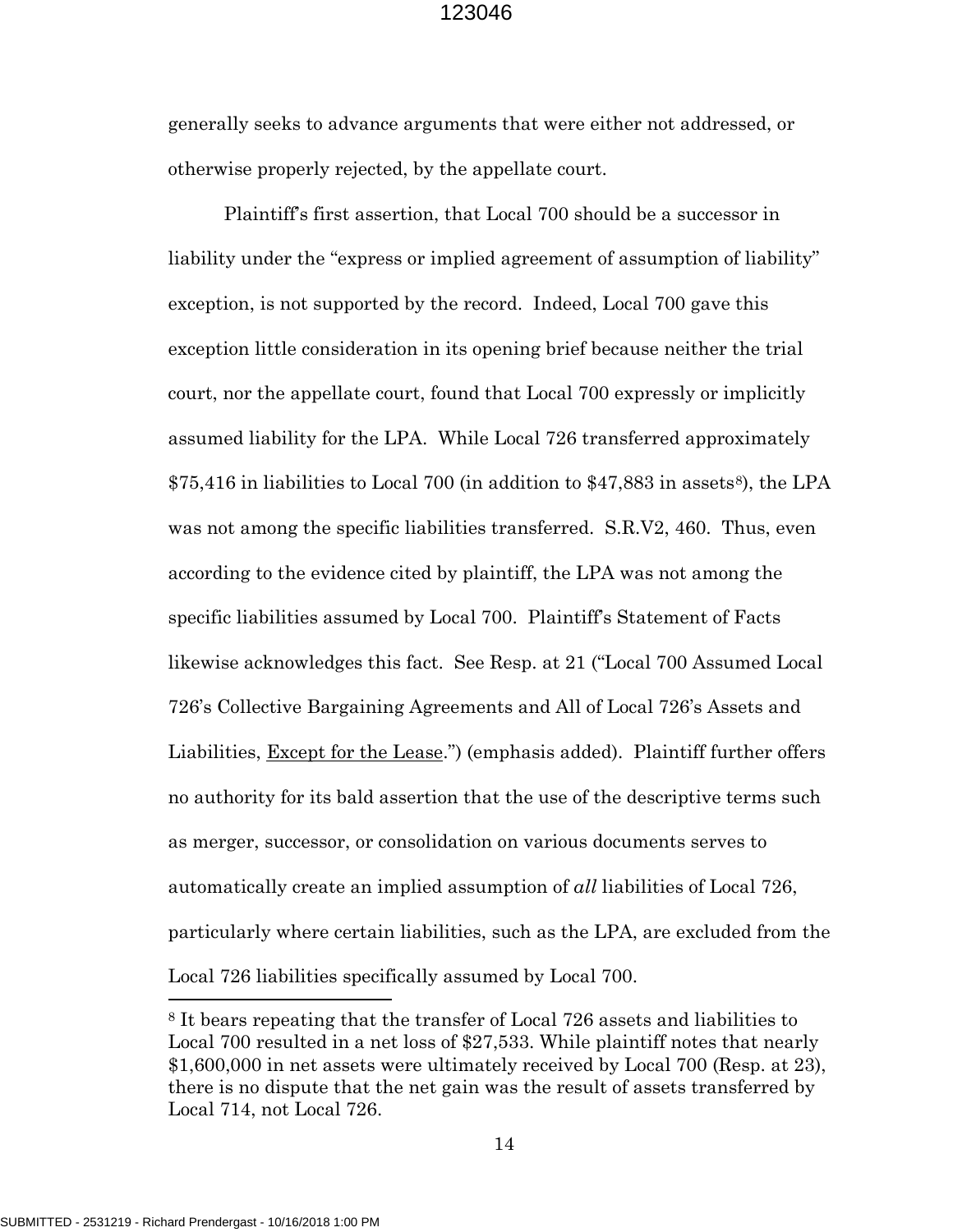generally seeks to advance arguments that were either not addressed, or otherwise properly rejected, by the appellate court.

Plaintiff's first assertion, that Local 700 should be a successor in liability under the "express or implied agreement of assumption of liability" exception, is not supported by the record. Indeed, Local 700 gave this exception little consideration in its opening brief because neither the trial court, nor the appellate court, found that Local 700 expressly or implicitly assumed liability for the LPA. While Local 726 transferred approximately $75,416 in liabilities to Local 700 (in addition to $47,883 in assets[8]), the LPA was not among the specific liabilities transferred. S.R.V2, 460. Thus, even according to the evidence cited by plaintiff, the LPA was not among the specific liabilities assumed by Local 700. Plaintiff's Statement of Facts likewise acknowledges this fact. See Resp. at 21 ("Local 700 Assumed Local 726's Collective Bargaining Agreements and All of Local 726's Assets and Liabilities, <u>Except for the Lease</u>.") (emphasis added). Plaintiff further offers no authority for its bald assertion that the use of the descriptive terms such as merger, successor, or consolidation on various documents serves to automatically create an implied assumption of *all* liabilities of Local 726, particularly where certain liabilities, such as the LPA, are excluded from the Local 726 liabilities specifically assumed by Local 700.

---

[8] It bears repeating that the transfer of Local 726 assets and liabilities to Local 700 resulted in a net loss of $27,533. While plaintiff notes that nearly $1,600,000 in net assets were ultimately received by Local 700 (Resp. at 23), there is no dispute that the net gain was the result of assets transferred by Local 714, not Local 726.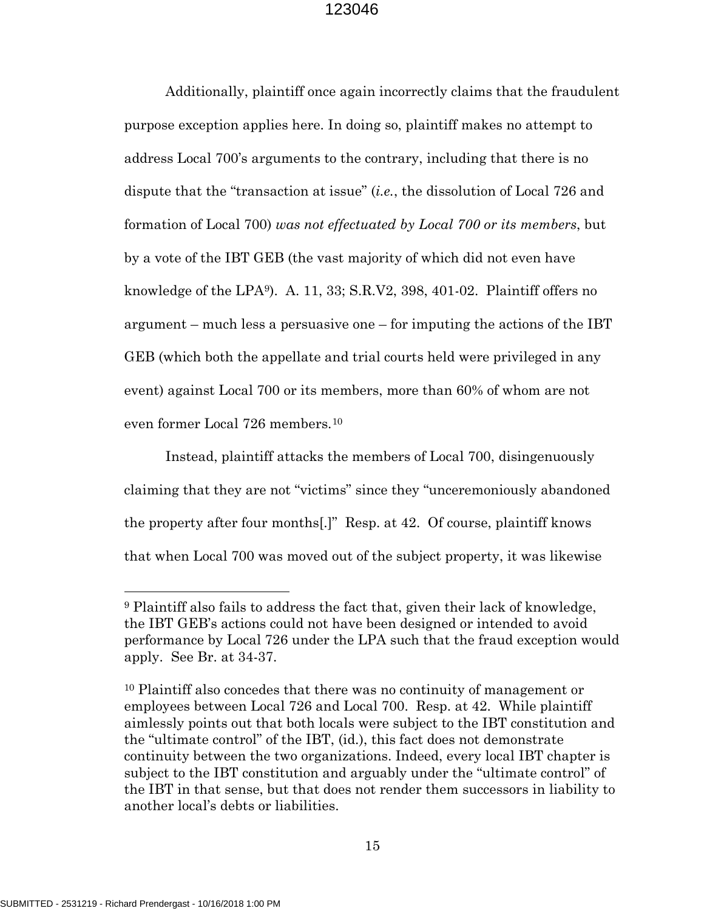Additionally, plaintiff once again incorrectly claims that the fraudulent purpose exception applies here. In doing so, plaintiff makes no attempt to address Local 700's arguments to the contrary, including that there is no dispute that the "transaction at issue" (*i.e.*, the dissolution of Local 726 and formation of Local 700) *was not effectuated by Local 700 or its members*, but by a vote of the IBT GEB (the vast majority of which did not even have knowledge of the LPA[9]). A. 11, 33; S.R.V2, 398, 401-02. Plaintiff offers no argument – much less a persuasive one – for imputing the actions of the IBT GEB (which both the appellate and trial courts held were privileged in any event) against Local 700 or its members, more than 60% of whom are not even former Local 726 members.[10]

Instead, plaintiff attacks the members of Local 700, disingenuously claiming that they are not "victims" since they "unceremoniously abandoned the property after four months[.]" Resp. at 42. Of course, plaintiff knows that when Local 700 was moved out of the subject property, it was likewise

---

[9] Plaintiff also fails to address the fact that, given their lack of knowledge, the IBT GEB's actions could not have been designed or intended to avoid performance by Local 726 under the LPA such that the fraud exception would apply. See Br. at 34-37.

[10] Plaintiff also concedes that there was no continuity of management or employees between Local 726 and Local 700. Resp. at 42. While plaintiff aimlessly points out that both locals were subject to the IBT constitution and the "ultimate control" of the IBT, (id.), this fact does not demonstrate continuity between the two organizations. Indeed, every local IBT chapter is subject to the IBT constitution and arguably under the "ultimate control" of the IBT in that sense, but that does not render them successors in liability to another local's debts or liabilities.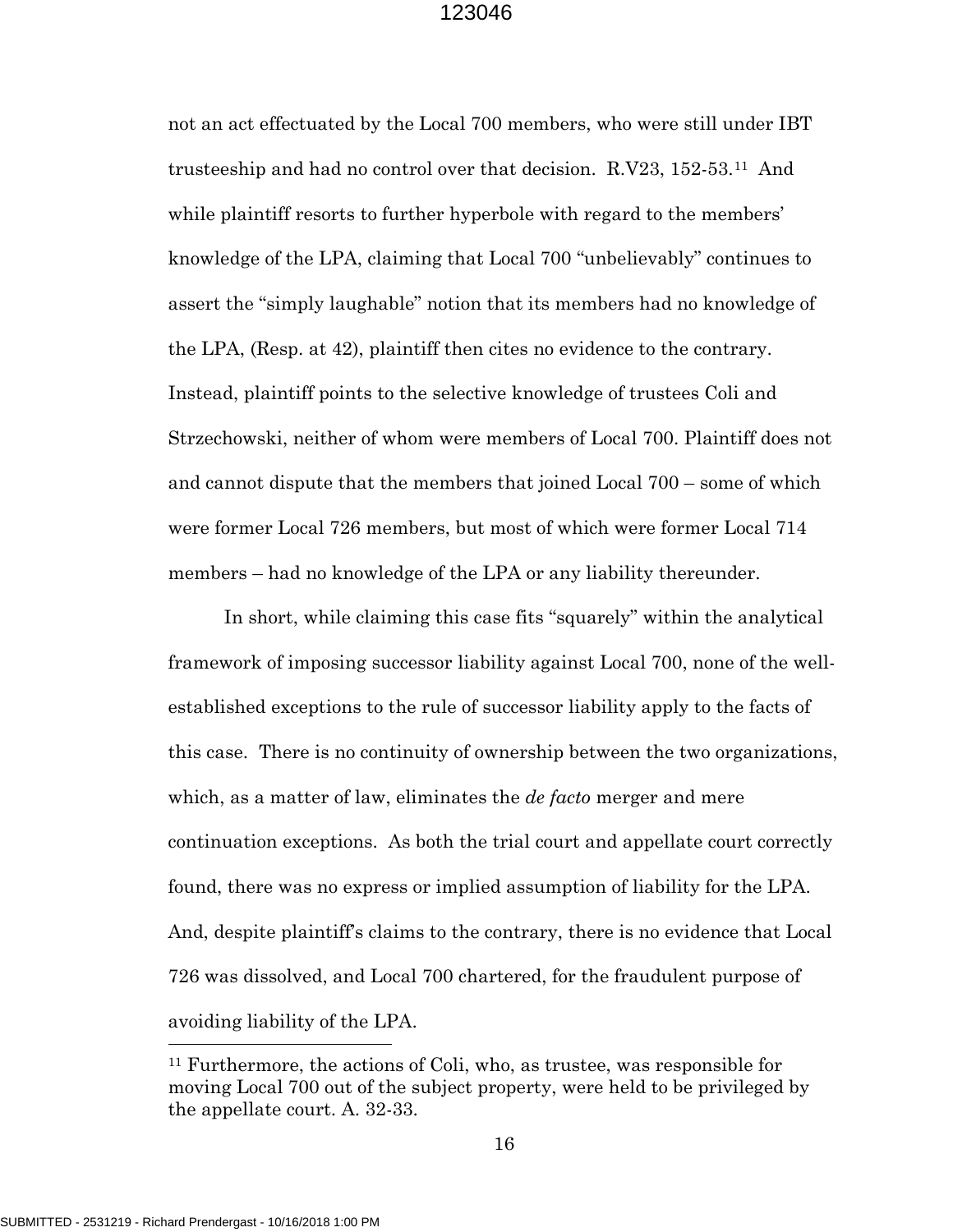not an act effectuated by the Local 700 members, who were still under IBT trusteeship and had no control over that decision. R.V23, 152-53.[11] And while plaintiff resorts to further hyperbole with regard to the members' knowledge of the LPA, claiming that Local 700 "unbelievably" continues to assert the "simply laughable" notion that its members had no knowledge of the LPA, (Resp. at 42), plaintiff then cites no evidence to the contrary. Instead, plaintiff points to the selective knowledge of trustees Coli and Strzechowski, neither of whom were members of Local 700. Plaintiff does not and cannot dispute that the members that joined Local 700 – some of which were former Local 726 members, but most of which were former Local 714 members – had no knowledge of the LPA or any liability thereunder.

In short, while claiming this case fits "squarely" within the analytical framework of imposing successor liability against Local 700, none of the well-established exceptions to the rule of successor liability apply to the facts of this case. There is no continuity of ownership between the two organizations, which, as a matter of law, eliminates the *de facto* merger and mere continuation exceptions. As both the trial court and appellate court correctly found, there was no express or implied assumption of liability for the LPA. And, despite plaintiff's claims to the contrary, there is no evidence that Local 726 was dissolved, and Local 700 chartered, for the fraudulent purpose of avoiding liability of the LPA.

[11] Furthermore, the actions of Coli, who, as trustee, was responsible for moving Local 700 out of the subject property, were held to be privileged by the appellate court. A. 32-33.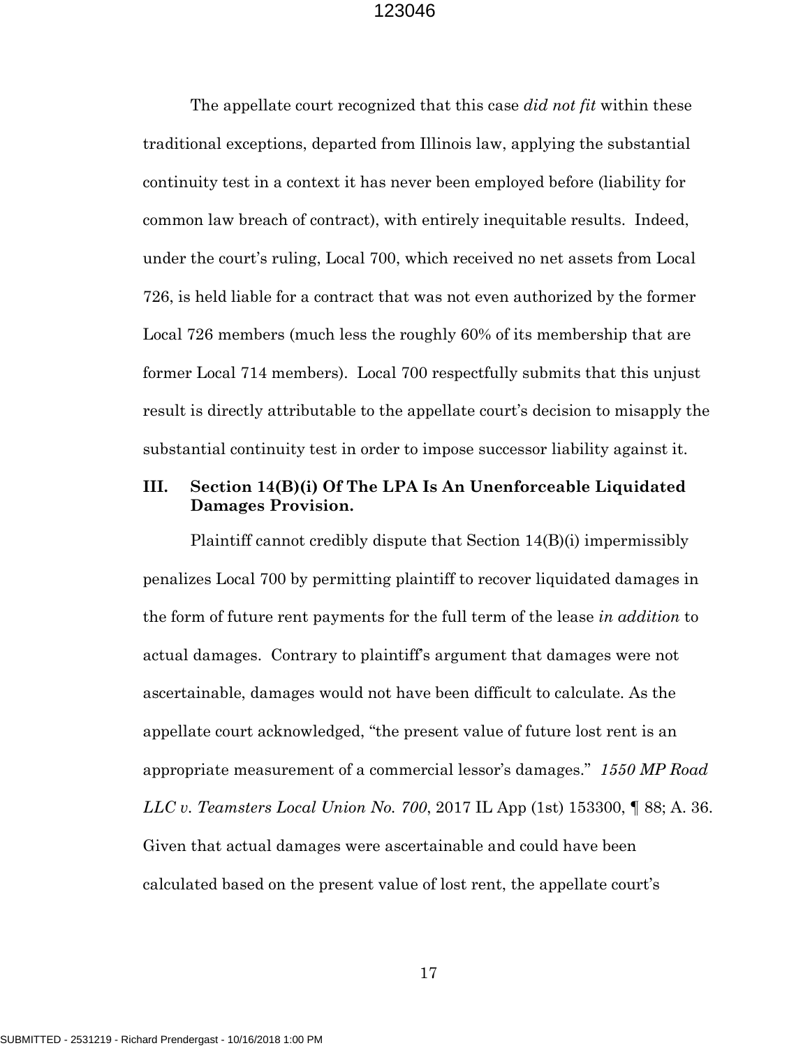The appellate court recognized that this case *did not fit* within these traditional exceptions, departed from Illinois law, applying the substantial continuity test in a context it has never been employed before (liability for common law breach of contract), with entirely inequitable results. Indeed, under the court's ruling, Local 700, which received no net assets from Local 726, is held liable for a contract that was not even authorized by the former Local 726 members (much less the roughly 60% of its membership that are former Local 714 members). Local 700 respectfully submits that this unjust result is directly attributable to the appellate court's decision to misapply the substantial continuity test in order to impose successor liability against it.

## III. Section 14(B)(i) Of The LPA Is An Unenforceable Liquidated Damages Provision.

Plaintiff cannot credibly dispute that Section 14(B)(i) impermissibly penalizes Local 700 by permitting plaintiff to recover liquidated damages in the form of future rent payments for the full term of the lease *in addition* to actual damages. Contrary to plaintiff's argument that damages were not ascertainable, damages would not have been difficult to calculate. As the appellate court acknowledged, "the present value of future lost rent is an appropriate measurement of a commercial lessor's damages." *1550 MP Road LLC v. Teamsters Local Union No. 700*, 2017 IL App (1st) 153300, ¶ 88; A. 36. Given that actual damages were ascertainable and could have been calculated based on the present value of lost rent, the appellate court's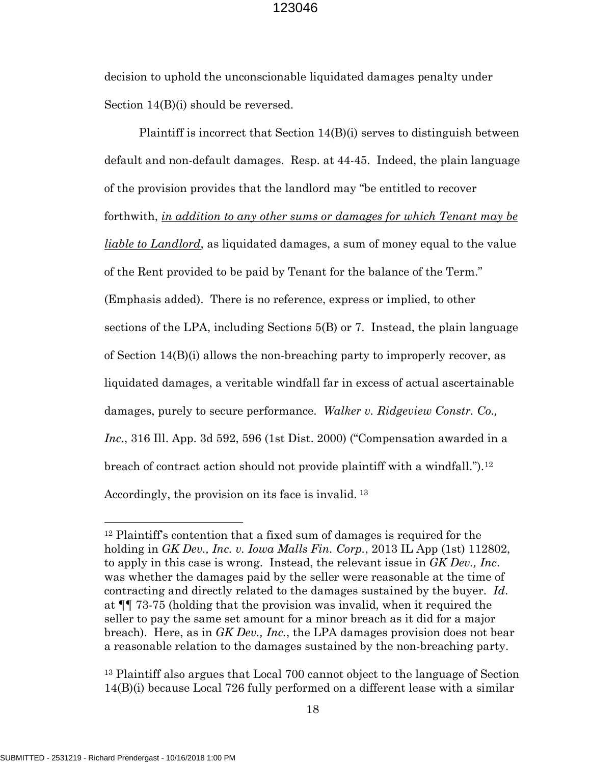decision to uphold the unconscionable liquidated damages penalty under Section 14(B)(i) should be reversed.

Plaintiff is incorrect that Section 14(B)(i) serves to distinguish between default and non-default damages. Resp. at 44-45. Indeed, the plain language of the provision provides that the landlord may "be entitled to recover forthwith, *in addition to any other sums or damages for which Tenant may be liable to Landlord*, as liquidated damages, a sum of money equal to the value of the Rent provided to be paid by Tenant for the balance of the Term." (Emphasis added). There is no reference, express or implied, to other sections of the LPA, including Sections 5(B) or 7. Instead, the plain language of Section 14(B)(i) allows the non-breaching party to improperly recover, as liquidated damages, a veritable windfall far in excess of actual ascertainable damages, purely to secure performance. *Walker v. Ridgeview Constr. Co., Inc.*, 316 Ill. App. 3d 592, 596 (1st Dist. 2000) ("Compensation awarded in a breach of contract action should not provide plaintiff with a windfall.").[12] Accordingly, the provision on its face is invalid.[13]

---

[12] Plaintiff's contention that a fixed sum of damages is required for the holding in *GK Dev., Inc. v. Iowa Malls Fin. Corp.*, 2013 IL App (1st) 112802, to apply in this case is wrong. Instead, the relevant issue in *GK Dev., Inc*. was whether the damages paid by the seller were reasonable at the time of contracting and directly related to the damages sustained by the buyer. *Id.* at ¶¶ 73-75 (holding that the provision was invalid, when it required the seller to pay the same set amount for a minor breach as it did for a major breach). Here, as in *GK Dev., Inc.*, the LPA damages provision does not bear a reasonable relation to the damages sustained by the non-breaching party.

[13] Plaintiff also argues that Local 700 cannot object to the language of Section 14(B)(i) because Local 726 fully performed on a different lease with a similar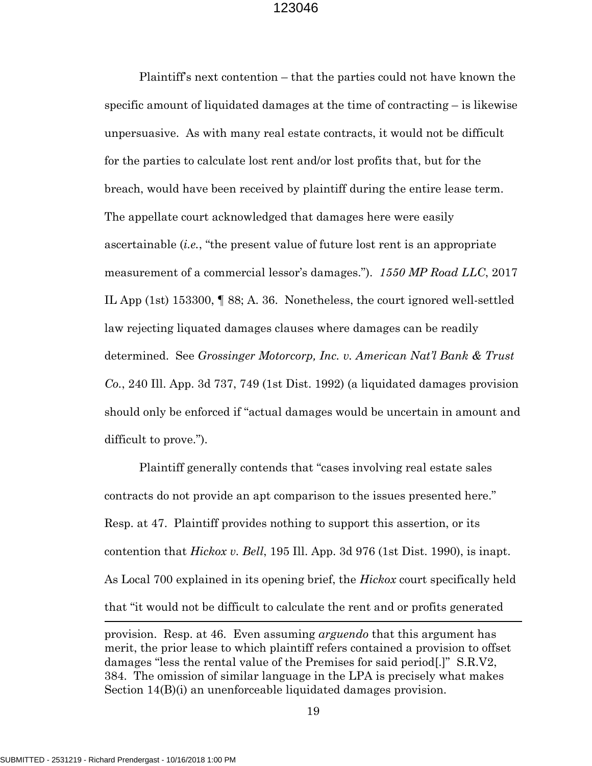Plaintiff's next contention – that the parties could not have known the specific amount of liquidated damages at the time of contracting – is likewise unpersuasive. As with many real estate contracts, it would not be difficult for the parties to calculate lost rent and/or lost profits that, but for the breach, would have been received by plaintiff during the entire lease term. The appellate court acknowledged that damages here were easily ascertainable (*i.e.*, "the present value of future lost rent is an appropriate measurement of a commercial lessor's damages."). *1550 MP Road LLC*, 2017 IL App (1st) 153300, ¶ 88; A. 36. Nonetheless, the court ignored well-settled law rejecting liquated damages clauses where damages can be readily determined. See *Grossinger Motorcorp, Inc. v. American Nat'l Bank & Trust Co.*, 240 Ill. App. 3d 737, 749 (1st Dist. 1992) (a liquidated damages provision should only be enforced if "actual damages would be uncertain in amount and difficult to prove.").

Plaintiff generally contends that "cases involving real estate sales contracts do not provide an apt comparison to the issues presented here." Resp. at 47. Plaintiff provides nothing to support this assertion, or its contention that *Hickox v. Bell*, 195 Ill. App. 3d 976 (1st Dist. 1990), is inapt. As Local 700 explained in its opening brief, the *Hickox* court specifically held that "it would not be difficult to calculate the rent and or profits generated

---

provision. Resp. at 46. Even assuming *arguendo* that this argument has merit, the prior lease to which plaintiff refers contained a provision to offset damages "less the rental value of the Premises for said period[.]" S.R.V2, 384. The omission of similar language in the LPA is precisely what makes Section 14(B)(i) an unenforceable liquidated damages provision.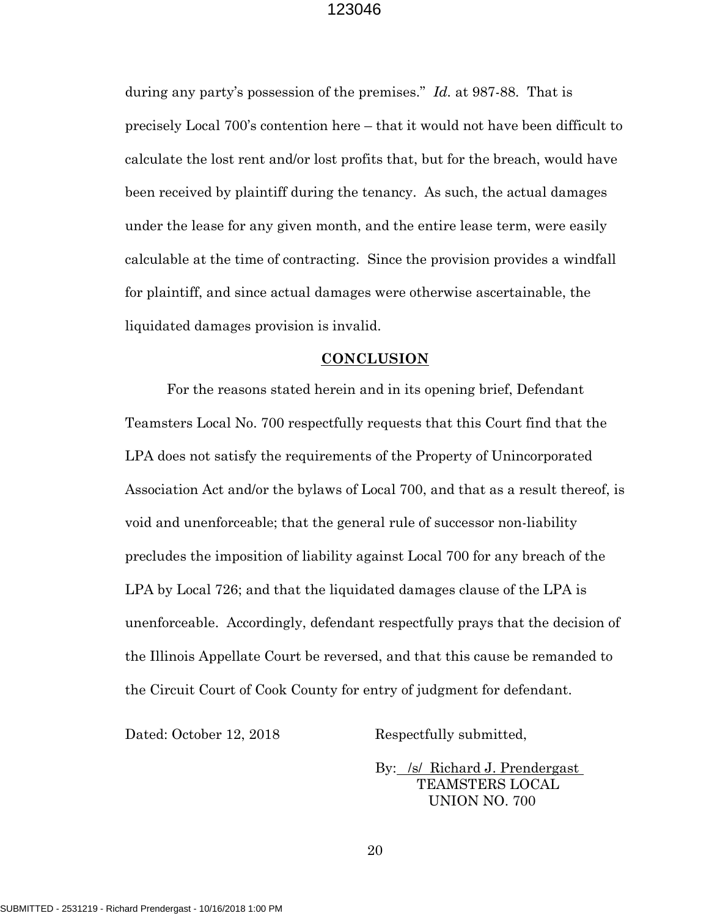during any party's possession of the premises." *Id.* at 987-88. That is precisely Local 700's contention here – that it would not have been difficult to calculate the lost rent and/or lost profits that, but for the breach, would have been received by plaintiff during the tenancy. As such, the actual damages under the lease for any given month, and the entire lease term, were easily calculable at the time of contracting. Since the provision provides a windfall for plaintiff, and since actual damages were otherwise ascertainable, the liquidated damages provision is invalid.

## CONCLUSION

For the reasons stated herein and in its opening brief, Defendant Teamsters Local No. 700 respectfully requests that this Court find that the LPA does not satisfy the requirements of the Property of Unincorporated Association Act and/or the bylaws of Local 700, and that as a result thereof, is void and unenforceable; that the general rule of successor non-liability precludes the imposition of liability against Local 700 for any breach of the LPA by Local 726; and that the liquidated damages clause of the LPA is unenforceable. Accordingly, defendant respectfully prays that the decision of the Illinois Appellate Court be reversed, and that this cause be remanded to the Circuit Court of Cook County for entry of judgment for defendant.

Dated: October 12, 2018

Respectfully submitted,

By: /s/ Richard J. Prendergast
TEAMSTERS LOCAL
UNION NO. 700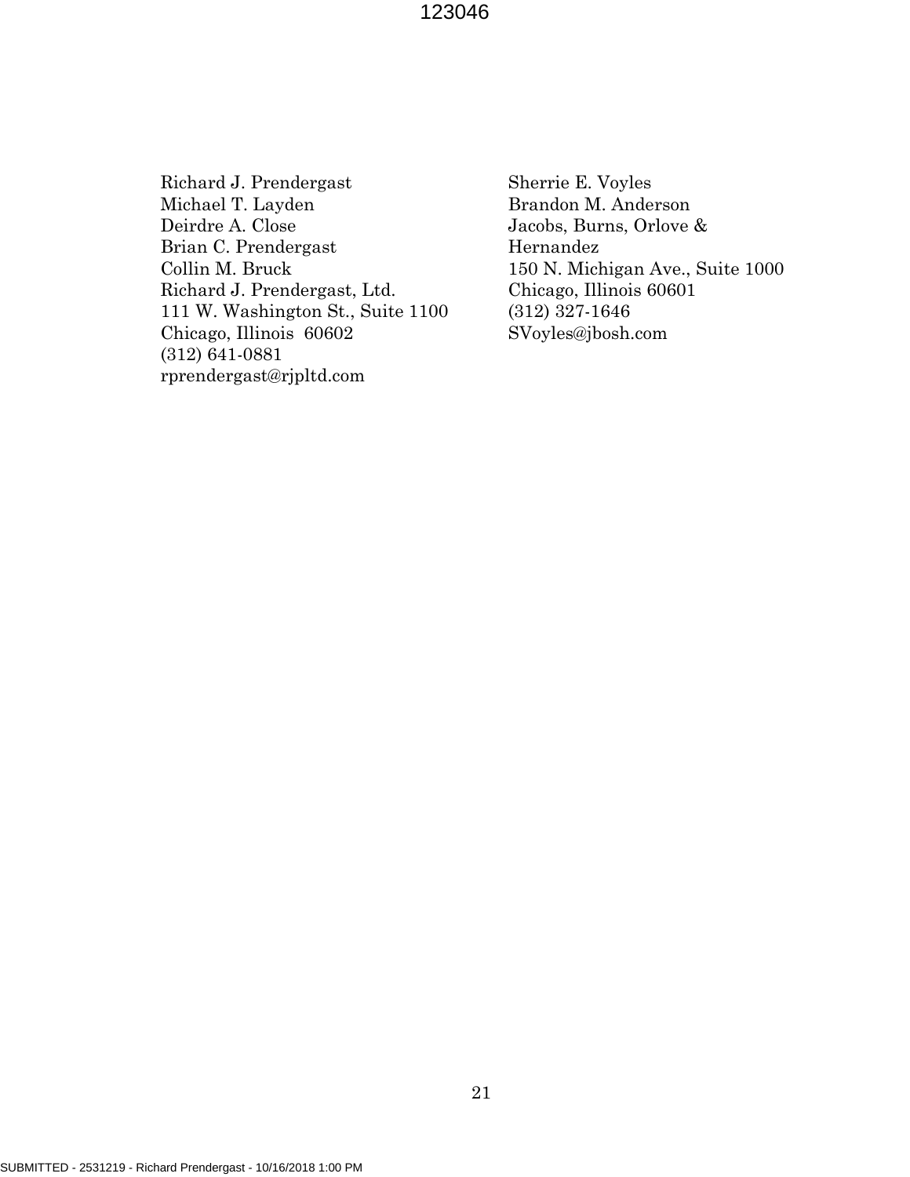Richard J. Prendergast
Michael T. Layden
Deirdre A. Close
Brian C. Prendergast
Collin M. Bruck
Richard J. Prendergast, Ltd.
111 W. Washington St., Suite 1100
Chicago, Illinois 60602
(312) 641-0881
rprendergast@rjpltd.com

Sherrie E. Voyles
Brandon M. Anderson
Jacobs, Burns, Orlove &
Hernandez
150 N. Michigan Ave., Suite 1000
Chicago, Illinois 60601
(312) 327-1646
SVoyles@jbosh.com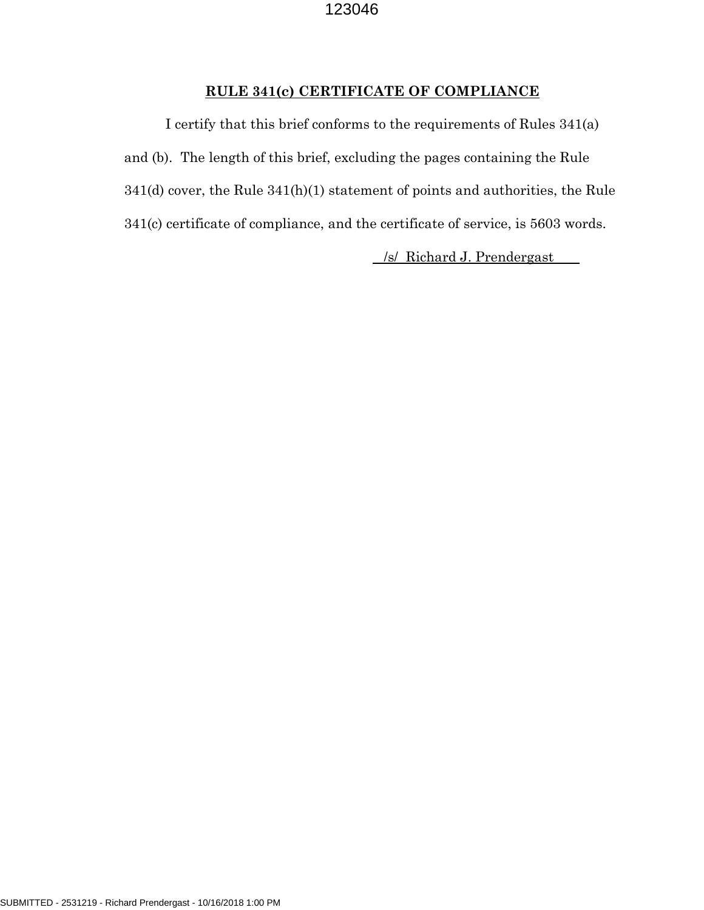## RULE 341(c) CERTIFICATE OF COMPLIANCE

I certify that this brief conforms to the requirements of Rules 341(a) and (b). The length of this brief, excluding the pages containing the Rule 341(d) cover, the Rule 341(h)(1) statement of points and authorities, the Rule 341(c) certificate of compliance, and the certificate of service, is 5603 words.

/s/ Richard J. Prendergast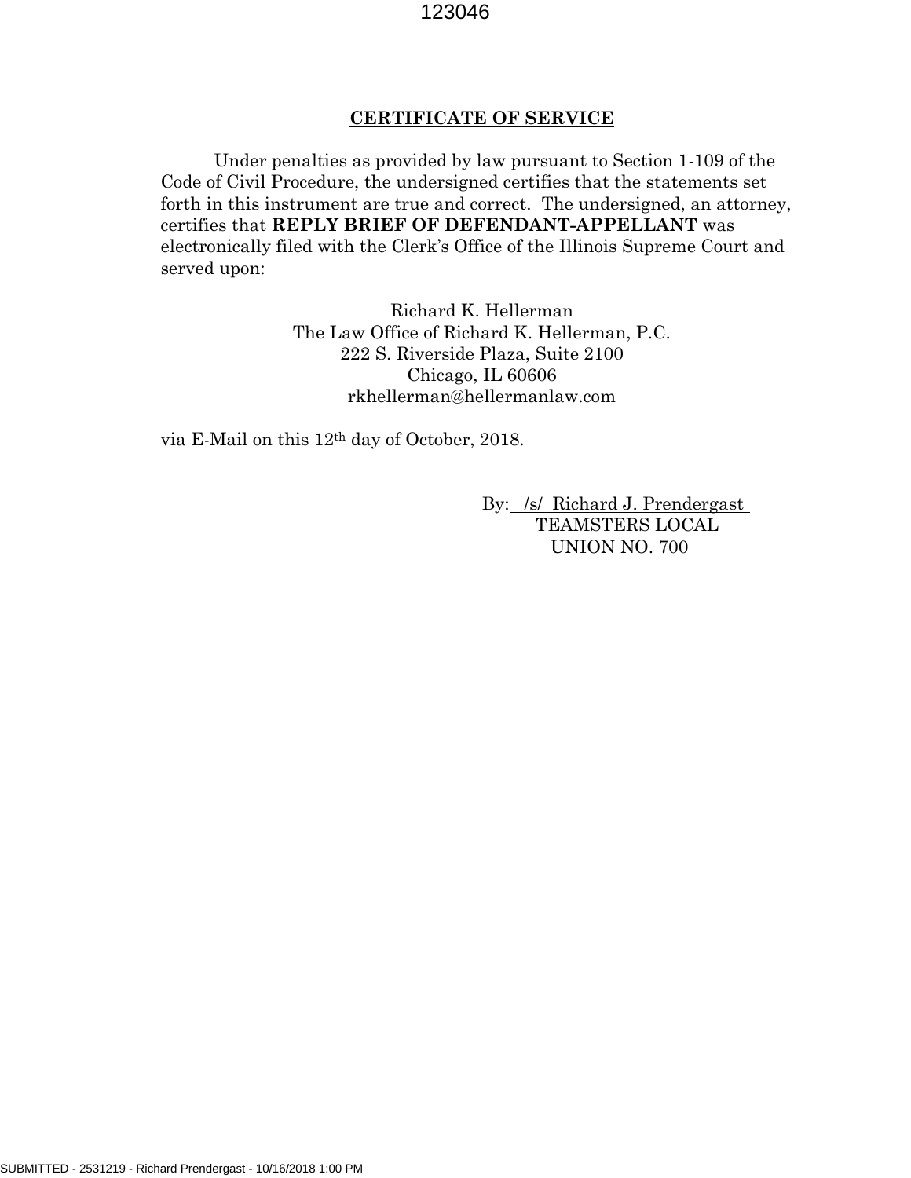**CERTIFICATE OF SERVICE**

Under penalties as provided by law pursuant to Section 1-109 of the Code of Civil Procedure, the undersigned certifies that the statements set forth in this instrument are true and correct. The undersigned, an attorney, certifies that **REPLY BRIEF OF DEFENDANT-APPELLANT** was electronically filed with the Clerk's Office of the Illinois Supreme Court and served upon:

Richard K. Hellerman
The Law Office of Richard K. Hellerman, P.C.
222 S. Riverside Plaza, Suite 2100
Chicago, IL 60606
rkhellerman@hellermanlaw.com

via E-Mail on this 12th day of October, 2018.

By: /s/ Richard J. Prendergast
TEAMSTERS LOCAL
UNION NO. 700